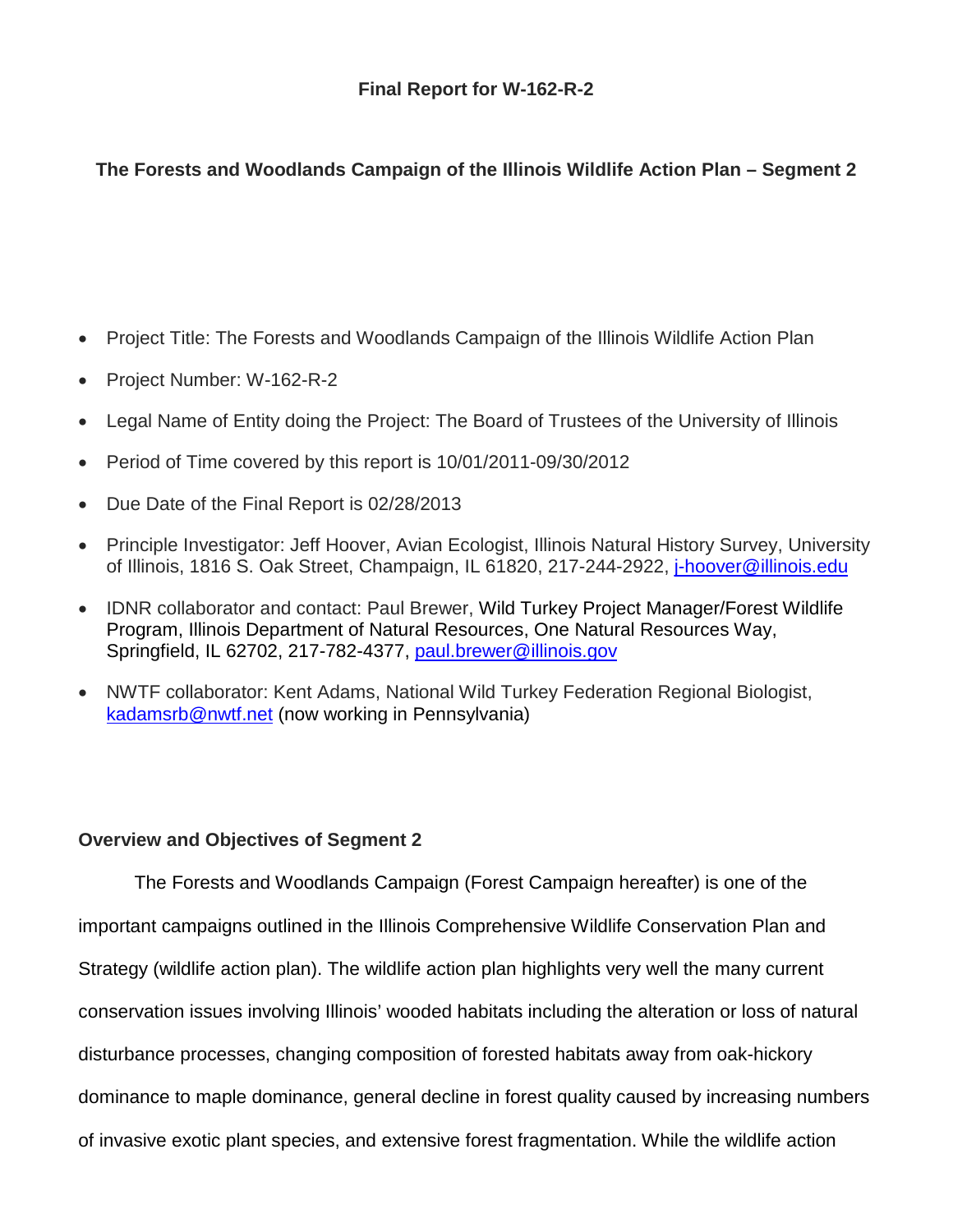# Final Report for W-162-R-2

## The Forests and Woodlands Campaign of the Illinois Wildlife Action Plan – Segment 2

- Project Title: The Forests and Woodlands Campaign of the Illinois Wildlife Action Plan
- Project Number: W-162-R-2
- Legal Name of Entity doing the Project: The Board of Trustees of the University of Illinois
- Period of Time covered by this report is 10/01/2011-09/30/2012
- Due Date of the Final Report is 02/28/2013
- Principle Investigator: Jeff Hoover, Avian Ecologist, Illinois Natural History Survey, University of Illinois, 1816 S. Oak Street, Champaign, IL 61820, 217-244-2922, j-hoover@illinois.edu
- IDNR collaborator and contact: Paul Brewer, Wild Turkey Project Manager/Forest Wildlife Program, Illinois Department of Natural Resources, One Natural Resources Way, Springfield, IL 62702, 217-782-4377, paul.brewer@illinois.gov
- NWTF collaborator: Kent Adams, National Wild Turkey Federation Regional Biologist, kadamsrb@nwtf.net (now working in Pennsylvania)

### Overview and Objectives of Segment 2

The Forests and Woodlands Campaign (Forest Campaign hereafter) is one of the important campaigns outlined in the Illinois Comprehensive Wildlife Conservation Plan and Strategy (wildlife action plan). The wildlife action plan highlights very well the many current conservation issues involving Illinois' wooded habitats including the alteration or loss of natural disturbance processes, changing composition of forested habitats away from oak-hickory dominance to maple dominance, general decline in forest quality caused by increasing numbers of invasive exotic plant species, and extensive forest fragmentation. While the wildlife action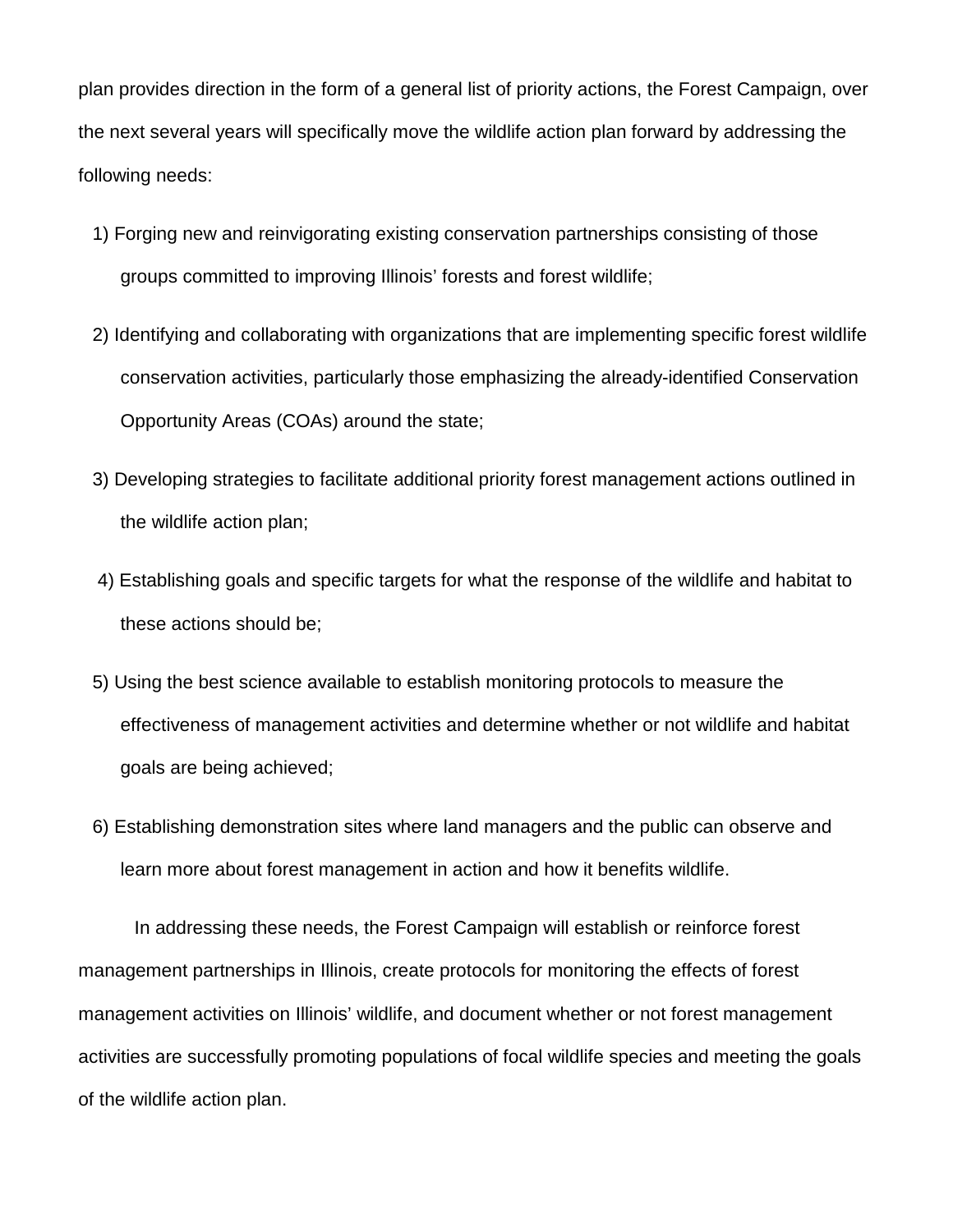plan provides direction in the form of a general list of priority actions, the Forest Campaign, over the next several years will specifically move the wildlife action plan forward by addressing the following needs:

1) Forging new and reinvigorating existing conservation partnerships consisting of those groups committed to improving Illinois' forests and forest wildlife;

2) Identifying and collaborating with organizations that are implementing specific forest wildlife conservation activities, particularly those emphasizing the already-identified Conservation Opportunity Areas (COAs) around the state;

3) Developing strategies to facilitate additional priority forest management actions outlined in the wildlife action plan;

4) Establishing goals and specific targets for what the response of the wildlife and habitat to these actions should be;

5) Using the best science available to establish monitoring protocols to measure the effectiveness of management activities and determine whether or not wildlife and habitat goals are being achieved;

6) Establishing demonstration sites where land managers and the public can observe and learn more about forest management in action and how it benefits wildlife.

In addressing these needs, the Forest Campaign will establish or reinforce forest management partnerships in Illinois, create protocols for monitoring the effects of forest management activities on Illinois' wildlife, and document whether or not forest management activities are successfully promoting populations of focal wildlife species and meeting the goals of the wildlife action plan.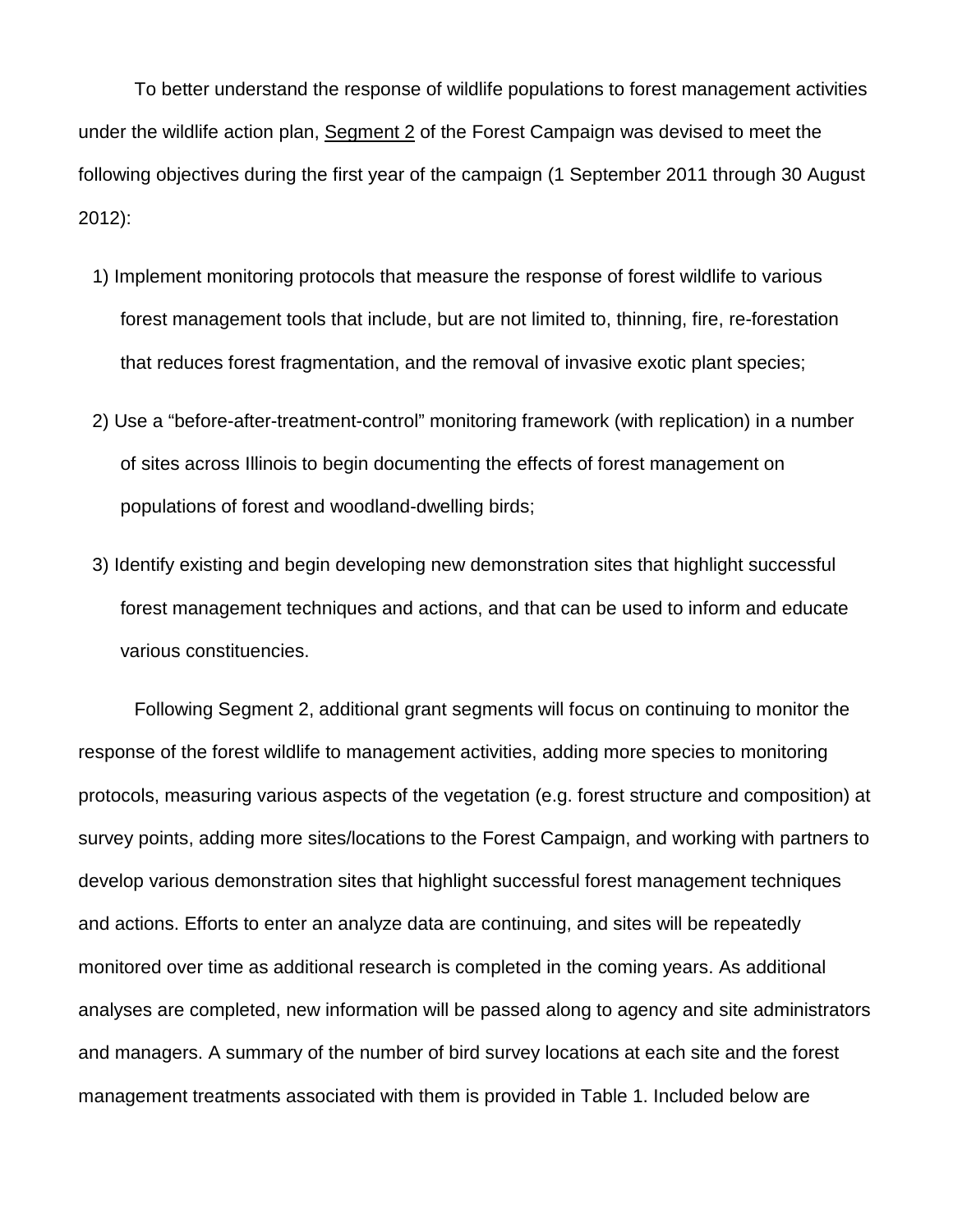To better understand the response of wildlife populations to forest management activities under the wildlife action plan, Segment 2 of the Forest Campaign was devised to meet the following objectives during the first year of the campaign (1 September 2011 through 30 August 2012):

1) Implement monitoring protocols that measure the response of forest wildlife to various forest management tools that include, but are not limited to, thinning, fire, re-forestation that reduces forest fragmentation, and the removal of invasive exotic plant species;

2) Use a "before-after-treatment-control" monitoring framework (with replication) in a number of sites across Illinois to begin documenting the effects of forest management on populations of forest and woodland-dwelling birds;

3) Identify existing and begin developing new demonstration sites that highlight successful forest management techniques and actions, and that can be used to inform and educate various constituencies.

Following Segment 2, additional grant segments will focus on continuing to monitor the response of the forest wildlife to management activities, adding more species to monitoring protocols, measuring various aspects of the vegetation (e.g. forest structure and composition) at survey points, adding more sites/locations to the Forest Campaign, and working with partners to develop various demonstration sites that highlight successful forest management techniques and actions. Efforts to enter an analyze data are continuing, and sites will be repeatedly monitored over time as additional research is completed in the coming years. As additional analyses are completed, new information will be passed along to agency and site administrators and managers. A summary of the number of bird survey locations at each site and the forest management treatments associated with them is provided in Table 1. Included below are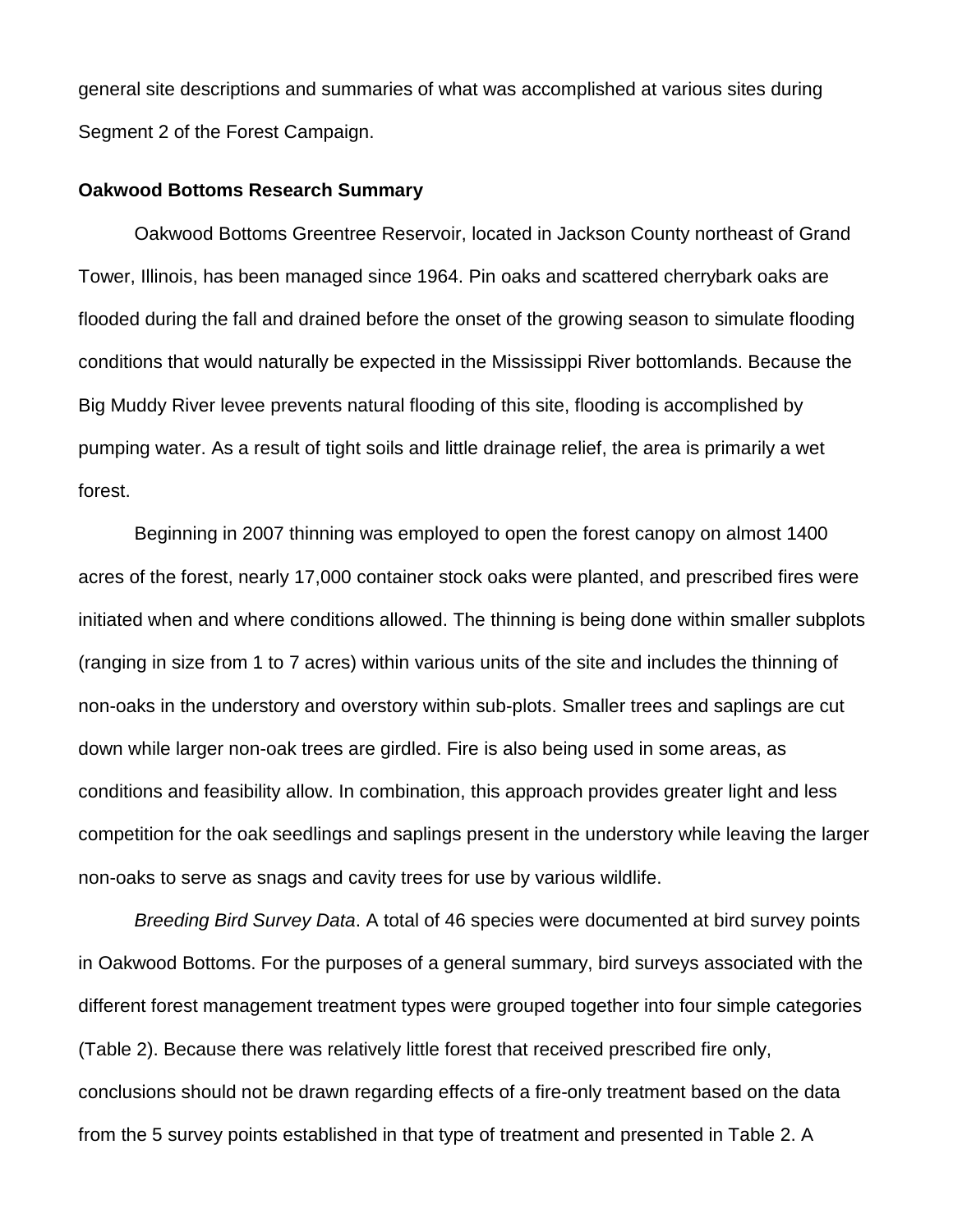general site descriptions and summaries of what was accomplished at various sites during Segment 2 of the Forest Campaign.

**Oakwood Bottoms Research Summary**

Oakwood Bottoms Greentree Reservoir, located in Jackson County northeast of Grand Tower, Illinois, has been managed since 1964. Pin oaks and scattered cherrybark oaks are flooded during the fall and drained before the onset of the growing season to simulate flooding conditions that would naturally be expected in the Mississippi River bottomlands. Because the Big Muddy River levee prevents natural flooding of this site, flooding is accomplished by pumping water. As a result of tight soils and little drainage relief, the area is primarily a wet forest.

Beginning in 2007 thinning was employed to open the forest canopy on almost 1400 acres of the forest, nearly 17,000 container stock oaks were planted, and prescribed fires were initiated when and where conditions allowed. The thinning is being done within smaller subplots (ranging in size from 1 to 7 acres) within various units of the site and includes the thinning of non-oaks in the understory and overstory within sub-plots. Smaller trees and saplings are cut down while larger non-oak trees are girdled. Fire is also being used in some areas, as conditions and feasibility allow. In combination, this approach provides greater light and less competition for the oak seedlings and saplings present in the understory while leaving the larger non-oaks to serve as snags and cavity trees for use by various wildlife.

*Breeding Bird Survey Data*. A total of 46 species were documented at bird survey points in Oakwood Bottoms. For the purposes of a general summary, bird surveys associated with the different forest management treatment types were grouped together into four simple categories (Table 2). Because there was relatively little forest that received prescribed fire only, conclusions should not be drawn regarding effects of a fire-only treatment based on the data from the 5 survey points established in that type of treatment and presented in Table 2. A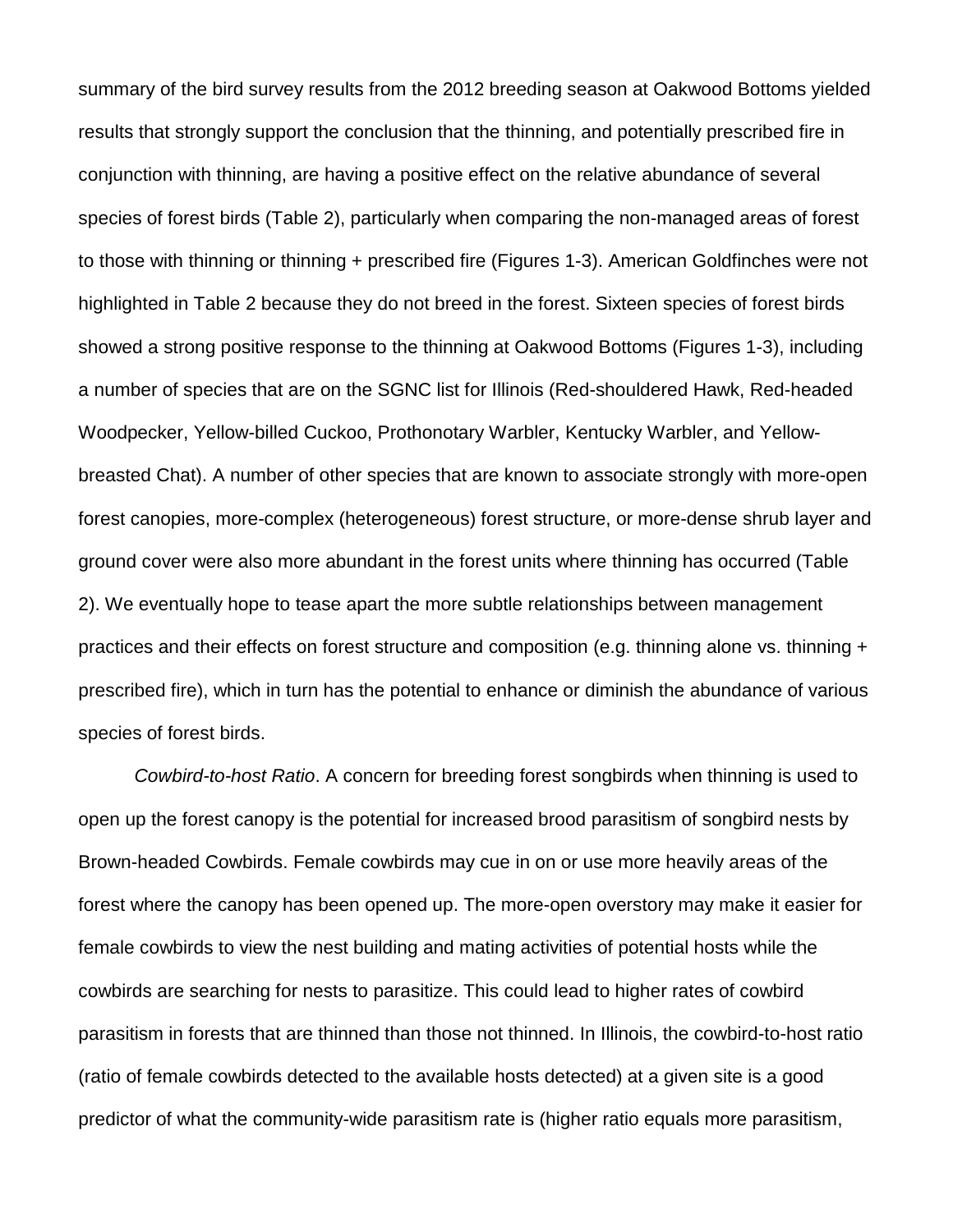summary of the bird survey results from the 2012 breeding season at Oakwood Bottoms yielded results that strongly support the conclusion that the thinning, and potentially prescribed fire in conjunction with thinning, are having a positive effect on the relative abundance of several species of forest birds (Table 2), particularly when comparing the non-managed areas of forest to those with thinning or thinning + prescribed fire (Figures 1-3). American Goldfinches were not highlighted in Table 2 because they do not breed in the forest. Sixteen species of forest birds showed a strong positive response to the thinning at Oakwood Bottoms (Figures 1-3), including a number of species that are on the SGNC list for Illinois (Red-shouldered Hawk, Red-headed Woodpecker, Yellow-billed Cuckoo, Prothonotary Warbler, Kentucky Warbler, and Yellow-breasted Chat). A number of other species that are known to associate strongly with more-open forest canopies, more-complex (heterogeneous) forest structure, or more-dense shrub layer and ground cover were also more abundant in the forest units where thinning has occurred (Table 2). We eventually hope to tease apart the more subtle relationships between management practices and their effects on forest structure and composition (e.g. thinning alone vs. thinning + prescribed fire), which in turn has the potential to enhance or diminish the abundance of various species of forest birds.

*Cowbird-to-host Ratio*. A concern for breeding forest songbirds when thinning is used to open up the forest canopy is the potential for increased brood parasitism of songbird nests by Brown-headed Cowbirds. Female cowbirds may cue in on or use more heavily areas of the forest where the canopy has been opened up. The more-open overstory may make it easier for female cowbirds to view the nest building and mating activities of potential hosts while the cowbirds are searching for nests to parasitize. This could lead to higher rates of cowbird parasitism in forests that are thinned than those not thinned. In Illinois, the cowbird-to-host ratio (ratio of female cowbirds detected to the available hosts detected) at a given site is a good predictor of what the community-wide parasitism rate is (higher ratio equals more parasitism,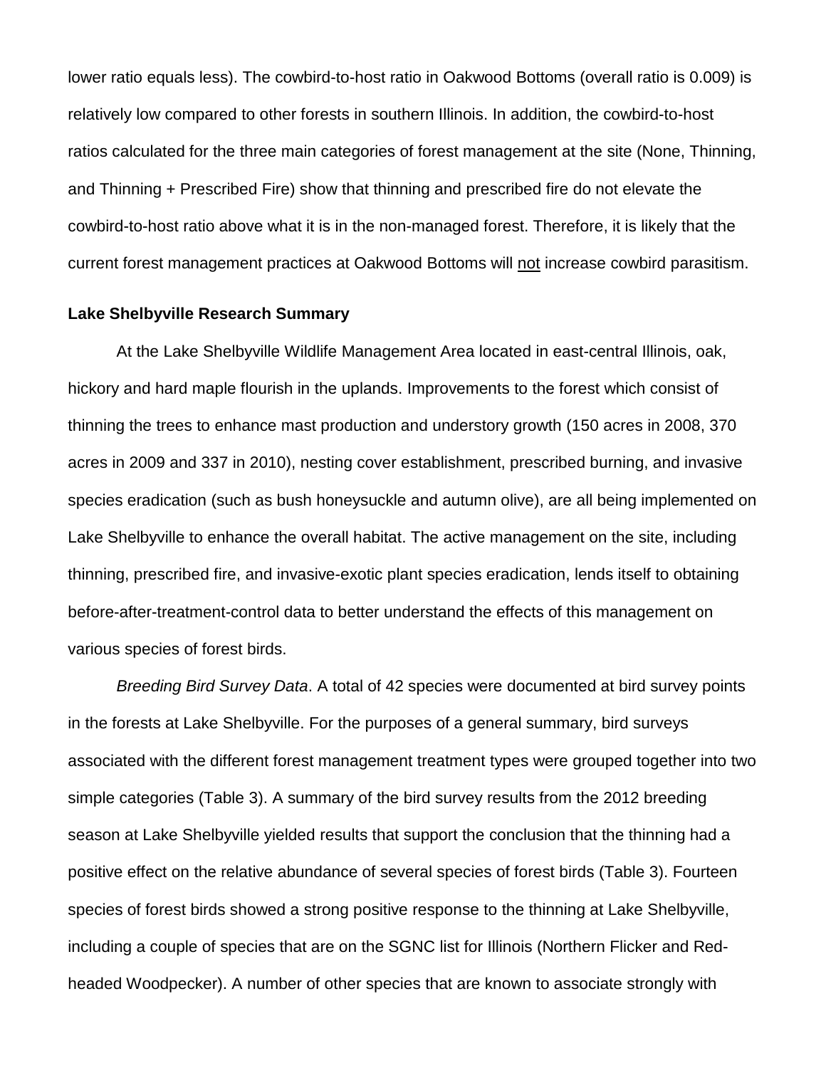lower ratio equals less). The cowbird-to-host ratio in Oakwood Bottoms (overall ratio is 0.009) is relatively low compared to other forests in southern Illinois. In addition, the cowbird-to-host ratios calculated for the three main categories of forest management at the site (None, Thinning, and Thinning + Prescribed Fire) show that thinning and prescribed fire do not elevate the cowbird-to-host ratio above what it is in the non-managed forest. Therefore, it is likely that the current forest management practices at Oakwood Bottoms will <u>not</u> increase cowbird parasitism.

**Lake Shelbyville Research Summary**

At the Lake Shelbyville Wildlife Management Area located in east-central Illinois, oak, hickory and hard maple flourish in the uplands. Improvements to the forest which consist of thinning the trees to enhance mast production and understory growth (150 acres in 2008, 370 acres in 2009 and 337 in 2010), nesting cover establishment, prescribed burning, and invasive species eradication (such as bush honeysuckle and autumn olive), are all being implemented on Lake Shelbyville to enhance the overall habitat. The active management on the site, including thinning, prescribed fire, and invasive-exotic plant species eradication, lends itself to obtaining before-after-treatment-control data to better understand the effects of this management on various species of forest birds.

*Breeding Bird Survey Data*. A total of 42 species were documented at bird survey points in the forests at Lake Shelbyville. For the purposes of a general summary, bird surveys associated with the different forest management treatment types were grouped together into two simple categories (Table 3). A summary of the bird survey results from the 2012 breeding season at Lake Shelbyville yielded results that support the conclusion that the thinning had a positive effect on the relative abundance of several species of forest birds (Table 3). Fourteen species of forest birds showed a strong positive response to the thinning at Lake Shelbyville, including a couple of species that are on the SGNC list for Illinois (Northern Flicker and Red-headed Woodpecker). A number of other species that are known to associate strongly with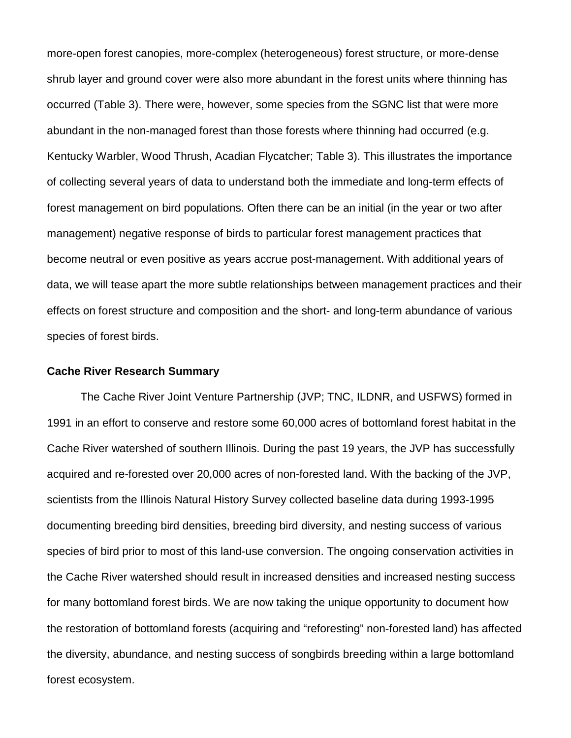more-open forest canopies, more-complex (heterogeneous) forest structure, or more-dense shrub layer and ground cover were also more abundant in the forest units where thinning has occurred (Table 3). There were, however, some species from the SGNC list that were more abundant in the non-managed forest than those forests where thinning had occurred (e.g. Kentucky Warbler, Wood Thrush, Acadian Flycatcher; Table 3). This illustrates the importance of collecting several years of data to understand both the immediate and long-term effects of forest management on bird populations. Often there can be an initial (in the year or two after management) negative response of birds to particular forest management practices that become neutral or even positive as years accrue post-management. With additional years of data, we will tease apart the more subtle relationships between management practices and their effects on forest structure and composition and the short- and long-term abundance of various species of forest birds.

**Cache River Research Summary**

The Cache River Joint Venture Partnership (JVP; TNC, ILDNR, and USFWS) formed in 1991 in an effort to conserve and restore some 60,000 acres of bottomland forest habitat in the Cache River watershed of southern Illinois. During the past 19 years, the JVP has successfully acquired and re-forested over 20,000 acres of non-forested land. With the backing of the JVP, scientists from the Illinois Natural History Survey collected baseline data during 1993-1995 documenting breeding bird densities, breeding bird diversity, and nesting success of various species of bird prior to most of this land-use conversion. The ongoing conservation activities in the Cache River watershed should result in increased densities and increased nesting success for many bottomland forest birds. We are now taking the unique opportunity to document how the restoration of bottomland forests (acquiring and "reforesting" non-forested land) has affected the diversity, abundance, and nesting success of songbirds breeding within a large bottomland forest ecosystem.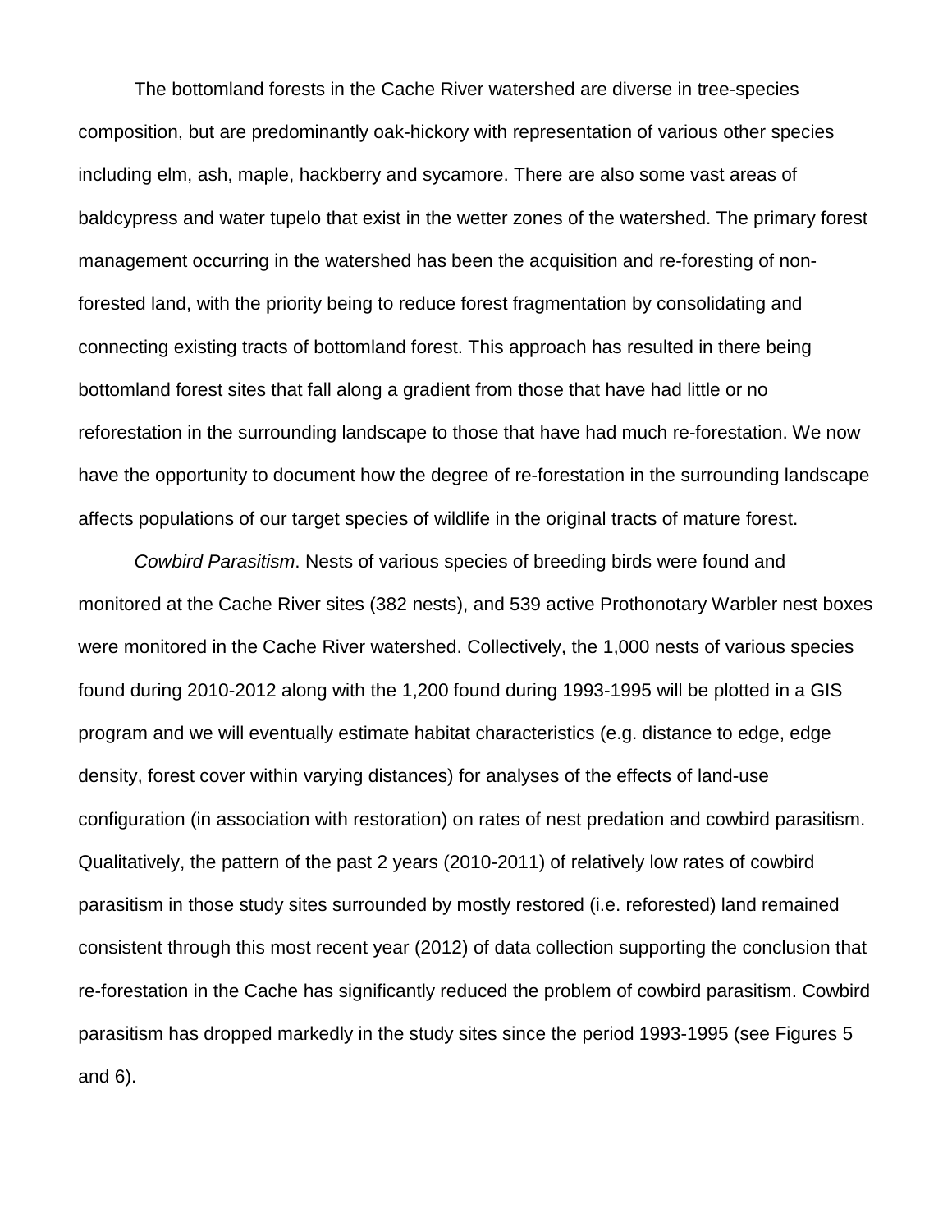The bottomland forests in the Cache River watershed are diverse in tree-species composition, but are predominantly oak-hickory with representation of various other species including elm, ash, maple, hackberry and sycamore. There are also some vast areas of baldcypress and water tupelo that exist in the wetter zones of the watershed. The primary forest management occurring in the watershed has been the acquisition and re-foresting of non-forested land, with the priority being to reduce forest fragmentation by consolidating and connecting existing tracts of bottomland forest. This approach has resulted in there being bottomland forest sites that fall along a gradient from those that have had little or no reforestation in the surrounding landscape to those that have had much re-forestation. We now have the opportunity to document how the degree of re-forestation in the surrounding landscape affects populations of our target species of wildlife in the original tracts of mature forest.

*Cowbird Parasitism*. Nests of various species of breeding birds were found and monitored at the Cache River sites (382 nests), and 539 active Prothonotary Warbler nest boxes were monitored in the Cache River watershed. Collectively, the 1,000 nests of various species found during 2010-2012 along with the 1,200 found during 1993-1995 will be plotted in a GIS program and we will eventually estimate habitat characteristics (e.g. distance to edge, edge density, forest cover within varying distances) for analyses of the effects of land-use configuration (in association with restoration) on rates of nest predation and cowbird parasitism. Qualitatively, the pattern of the past 2 years (2010-2011) of relatively low rates of cowbird parasitism in those study sites surrounded by mostly restored (i.e. reforested) land remained consistent through this most recent year (2012) of data collection supporting the conclusion that re-forestation in the Cache has significantly reduced the problem of cowbird parasitism. Cowbird parasitism has dropped markedly in the study sites since the period 1993-1995 (see Figures 5 and 6).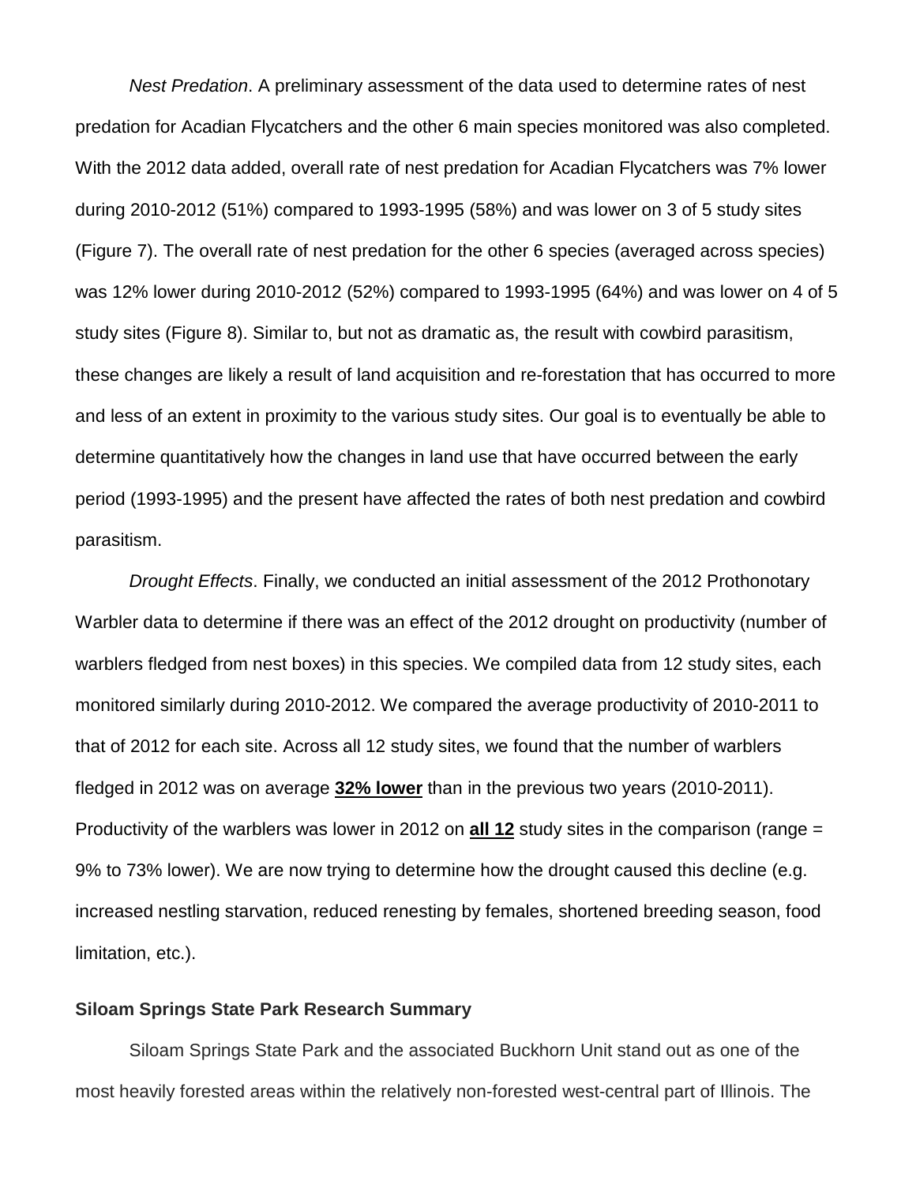*Nest Predation*. A preliminary assessment of the data used to determine rates of nest predation for Acadian Flycatchers and the other 6 main species monitored was also completed. With the 2012 data added, overall rate of nest predation for Acadian Flycatchers was 7% lower during 2010-2012 (51%) compared to 1993-1995 (58%) and was lower on 3 of 5 study sites (Figure 7). The overall rate of nest predation for the other 6 species (averaged across species) was 12% lower during 2010-2012 (52%) compared to 1993-1995 (64%) and was lower on 4 of 5 study sites (Figure 8). Similar to, but not as dramatic as, the result with cowbird parasitism, these changes are likely a result of land acquisition and re-forestation that has occurred to more and less of an extent in proximity to the various study sites. Our goal is to eventually be able to determine quantitatively how the changes in land use that have occurred between the early period (1993-1995) and the present have affected the rates of both nest predation and cowbird parasitism.

*Drought Effects*. Finally, we conducted an initial assessment of the 2012 Prothonotary Warbler data to determine if there was an effect of the 2012 drought on productivity (number of warblers fledged from nest boxes) in this species. We compiled data from 12 study sites, each monitored similarly during 2010-2012. We compared the average productivity of 2010-2011 to that of 2012 for each site. Across all 12 study sites, we found that the number of warblers fledged in 2012 was on average **32% lower** than in the previous two years (2010-2011). Productivity of the warblers was lower in 2012 on **all 12** study sites in the comparison (range = 9% to 73% lower). We are now trying to determine how the drought caused this decline (e.g. increased nestling starvation, reduced renesting by females, shortened breeding season, food limitation, etc.).

**Siloam Springs State Park Research Summary**

Siloam Springs State Park and the associated Buckhorn Unit stand out as one of the most heavily forested areas within the relatively non-forested west-central part of Illinois. The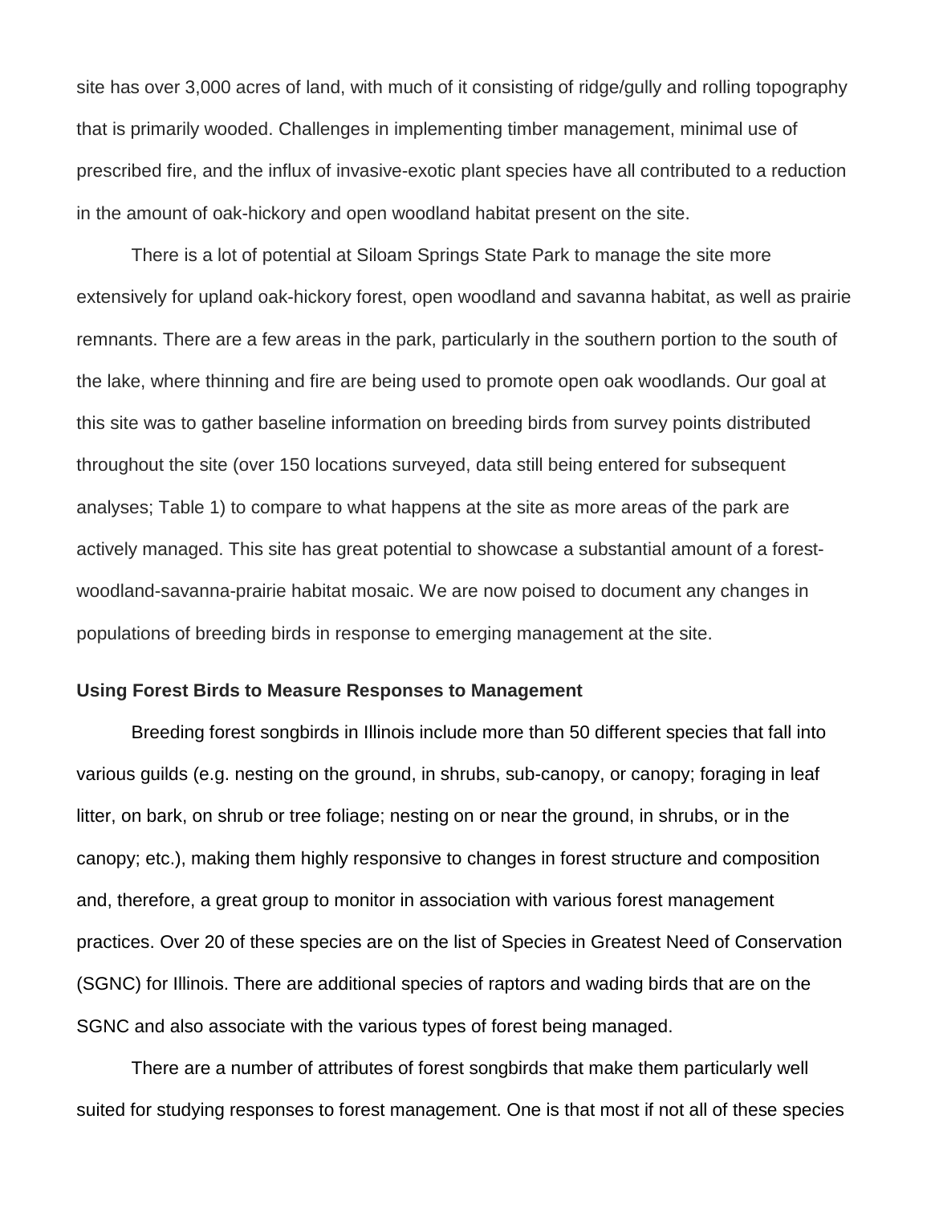site has over 3,000 acres of land, with much of it consisting of ridge/gully and rolling topography that is primarily wooded. Challenges in implementing timber management, minimal use of prescribed fire, and the influx of invasive-exotic plant species have all contributed to a reduction in the amount of oak-hickory and open woodland habitat present on the site.

There is a lot of potential at Siloam Springs State Park to manage the site more extensively for upland oak-hickory forest, open woodland and savanna habitat, as well as prairie remnants. There are a few areas in the park, particularly in the southern portion to the south of the lake, where thinning and fire are being used to promote open oak woodlands. Our goal at this site was to gather baseline information on breeding birds from survey points distributed throughout the site (over 150 locations surveyed, data still being entered for subsequent analyses; Table 1) to compare to what happens at the site as more areas of the park are actively managed. This site has great potential to showcase a substantial amount of a forest-woodland-savanna-prairie habitat mosaic. We are now poised to document any changes in populations of breeding birds in response to emerging management at the site.

**Using Forest Birds to Measure Responses to Management**

Breeding forest songbirds in Illinois include more than 50 different species that fall into various guilds (e.g. nesting on the ground, in shrubs, sub-canopy, or canopy; foraging in leaf litter, on bark, on shrub or tree foliage; nesting on or near the ground, in shrubs, or in the canopy; etc.), making them highly responsive to changes in forest structure and composition and, therefore, a great group to monitor in association with various forest management practices. Over 20 of these species are on the list of Species in Greatest Need of Conservation (SGNC) for Illinois. There are additional species of raptors and wading birds that are on the SGNC and also associate with the various types of forest being managed.

There are a number of attributes of forest songbirds that make them particularly well suited for studying responses to forest management. One is that most if not all of these species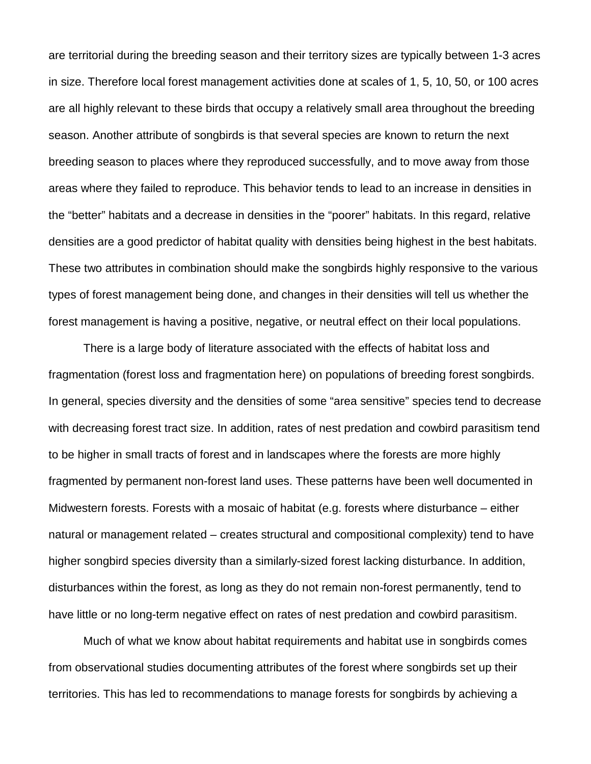are territorial during the breeding season and their territory sizes are typically between 1-3 acres in size. Therefore local forest management activities done at scales of 1, 5, 10, 50, or 100 acres are all highly relevant to these birds that occupy a relatively small area throughout the breeding season. Another attribute of songbirds is that several species are known to return the next breeding season to places where they reproduced successfully, and to move away from those areas where they failed to reproduce. This behavior tends to lead to an increase in densities in the "better" habitats and a decrease in densities in the "poorer" habitats. In this regard, relative densities are a good predictor of habitat quality with densities being highest in the best habitats. These two attributes in combination should make the songbirds highly responsive to the various types of forest management being done, and changes in their densities will tell us whether the forest management is having a positive, negative, or neutral effect on their local populations.

There is a large body of literature associated with the effects of habitat loss and fragmentation (forest loss and fragmentation here) on populations of breeding forest songbirds. In general, species diversity and the densities of some "area sensitive" species tend to decrease with decreasing forest tract size. In addition, rates of nest predation and cowbird parasitism tend to be higher in small tracts of forest and in landscapes where the forests are more highly fragmented by permanent non-forest land uses. These patterns have been well documented in Midwestern forests. Forests with a mosaic of habitat (e.g. forests where disturbance – either natural or management related – creates structural and compositional complexity) tend to have higher songbird species diversity than a similarly-sized forest lacking disturbance. In addition, disturbances within the forest, as long as they do not remain non-forest permanently, tend to have little or no long-term negative effect on rates of nest predation and cowbird parasitism.

Much of what we know about habitat requirements and habitat use in songbirds comes from observational studies documenting attributes of the forest where songbirds set up their territories. This has led to recommendations to manage forests for songbirds by achieving a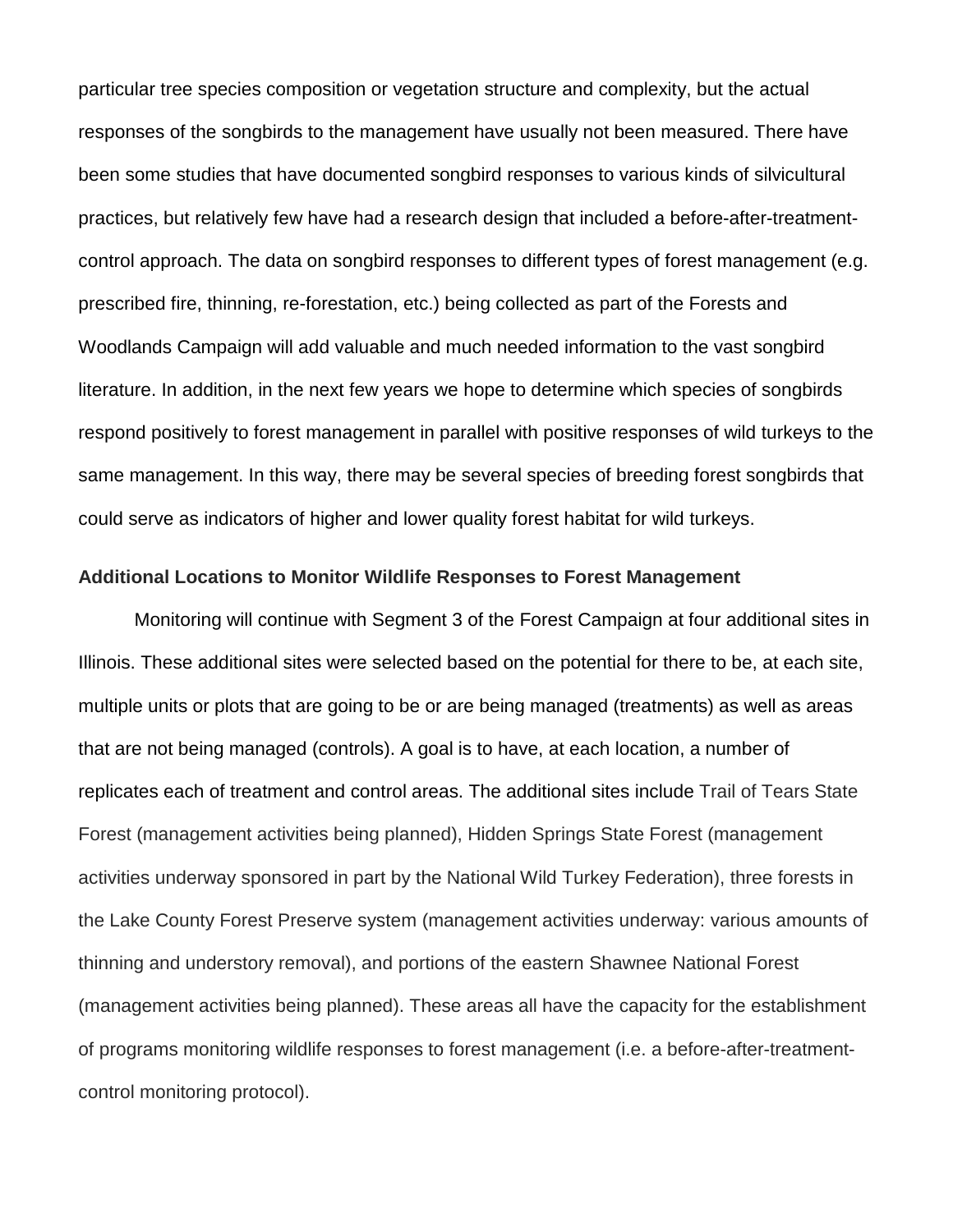particular tree species composition or vegetation structure and complexity, but the actual responses of the songbirds to the management have usually not been measured. There have been some studies that have documented songbird responses to various kinds of silvicultural practices, but relatively few have had a research design that included a before-after-treatment-control approach. The data on songbird responses to different types of forest management (e.g. prescribed fire, thinning, re-forestation, etc.) being collected as part of the Forests and Woodlands Campaign will add valuable and much needed information to the vast songbird literature. In addition, in the next few years we hope to determine which species of songbirds respond positively to forest management in parallel with positive responses of wild turkeys to the same management. In this way, there may be several species of breeding forest songbirds that could serve as indicators of higher and lower quality forest habitat for wild turkeys.

**Additional Locations to Monitor Wildlife Responses to Forest Management**

Monitoring will continue with Segment 3 of the Forest Campaign at four additional sites in Illinois. These additional sites were selected based on the potential for there to be, at each site, multiple units or plots that are going to be or are being managed (treatments) as well as areas that are not being managed (controls). A goal is to have, at each location, a number of replicates each of treatment and control areas. The additional sites include Trail of Tears State Forest (management activities being planned), Hidden Springs State Forest (management activities underway sponsored in part by the National Wild Turkey Federation), three forests in the Lake County Forest Preserve system (management activities underway: various amounts of thinning and understory removal), and portions of the eastern Shawnee National Forest (management activities being planned). These areas all have the capacity for the establishment of programs monitoring wildlife responses to forest management (i.e. a before-after-treatment-control monitoring protocol).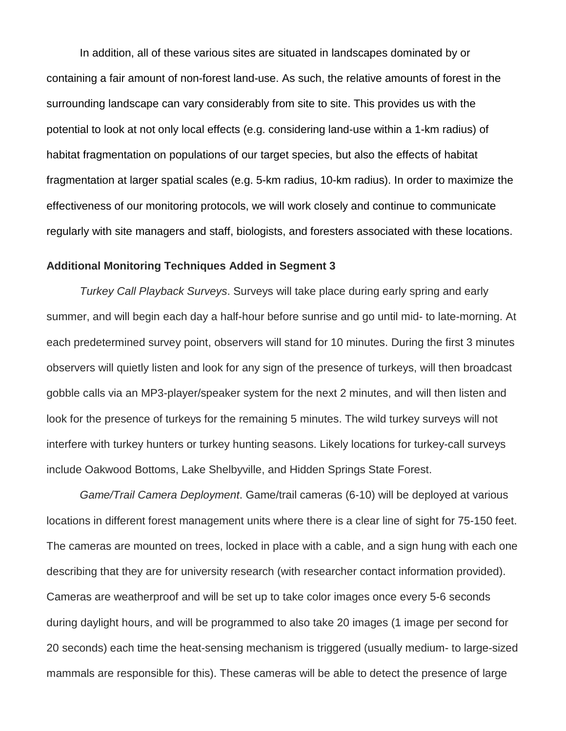In addition, all of these various sites are situated in landscapes dominated by or containing a fair amount of non-forest land-use. As such, the relative amounts of forest in the surrounding landscape can vary considerably from site to site. This provides us with the potential to look at not only local effects (e.g. considering land-use within a 1-km radius) of habitat fragmentation on populations of our target species, but also the effects of habitat fragmentation at larger spatial scales (e.g. 5-km radius, 10-km radius). In order to maximize the effectiveness of our monitoring protocols, we will work closely and continue to communicate regularly with site managers and staff, biologists, and foresters associated with these locations.

**Additional Monitoring Techniques Added in Segment 3**

*Turkey Call Playback Surveys*. Surveys will take place during early spring and early summer, and will begin each day a half-hour before sunrise and go until mid- to late-morning. At each predetermined survey point, observers will stand for 10 minutes. During the first 3 minutes observers will quietly listen and look for any sign of the presence of turkeys, will then broadcast gobble calls via an MP3-player/speaker system for the next 2 minutes, and will then listen and look for the presence of turkeys for the remaining 5 minutes. The wild turkey surveys will not interfere with turkey hunters or turkey hunting seasons. Likely locations for turkey-call surveys include Oakwood Bottoms, Lake Shelbyville, and Hidden Springs State Forest.

*Game/Trail Camera Deployment*. Game/trail cameras (6-10) will be deployed at various locations in different forest management units where there is a clear line of sight for 75-150 feet. The cameras are mounted on trees, locked in place with a cable, and a sign hung with each one describing that they are for university research (with researcher contact information provided). Cameras are weatherproof and will be set up to take color images once every 5-6 seconds during daylight hours, and will be programmed to also take 20 images (1 image per second for 20 seconds) each time the heat-sensing mechanism is triggered (usually medium- to large-sized mammals are responsible for this). These cameras will be able to detect the presence of large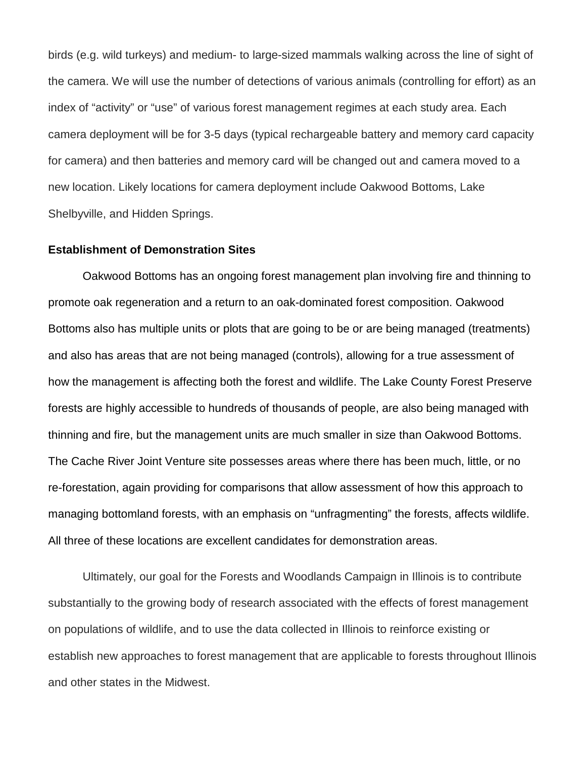birds (e.g. wild turkeys) and medium- to large-sized mammals walking across the line of sight of the camera. We will use the number of detections of various animals (controlling for effort) as an index of "activity" or "use" of various forest management regimes at each study area. Each camera deployment will be for 3-5 days (typical rechargeable battery and memory card capacity for camera) and then batteries and memory card will be changed out and camera moved to a new location. Likely locations for camera deployment include Oakwood Bottoms, Lake Shelbyville, and Hidden Springs.

**Establishment of Demonstration Sites**

Oakwood Bottoms has an ongoing forest management plan involving fire and thinning to promote oak regeneration and a return to an oak-dominated forest composition. Oakwood Bottoms also has multiple units or plots that are going to be or are being managed (treatments) and also has areas that are not being managed (controls), allowing for a true assessment of how the management is affecting both the forest and wildlife. The Lake County Forest Preserve forests are highly accessible to hundreds of thousands of people, are also being managed with thinning and fire, but the management units are much smaller in size than Oakwood Bottoms. The Cache River Joint Venture site possesses areas where there has been much, little, or no re-forestation, again providing for comparisons that allow assessment of how this approach to managing bottomland forests, with an emphasis on "unfragmenting" the forests, affects wildlife. All three of these locations are excellent candidates for demonstration areas.

Ultimately, our goal for the Forests and Woodlands Campaign in Illinois is to contribute substantially to the growing body of research associated with the effects of forest management on populations of wildlife, and to use the data collected in Illinois to reinforce existing or establish new approaches to forest management that are applicable to forests throughout Illinois and other states in the Midwest.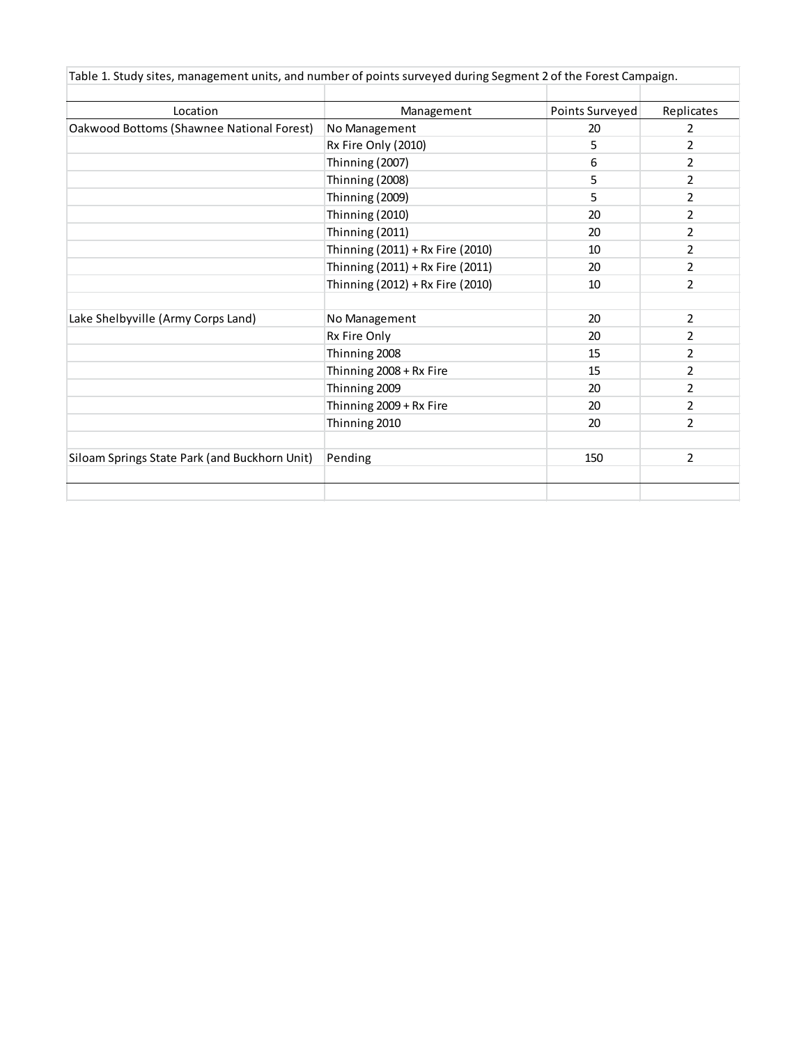Table 1. Study sites, management units, and number of points surveyed during Segment 2 of the Forest Campaign.

| Location | Management | Points Surveyed | Replicates |
|---|---|---|---|
| Oakwood Bottoms (Shawnee National Forest) | No Management | 20 | 2 |
| | Rx Fire Only (2010) | 5 | 2 |
| | Thinning (2007) | 6 | 2 |
| | Thinning (2008) | 5 | 2 |
| | Thinning (2009) | 5 | 2 |
| | Thinning (2010) | 20 | 2 |
| | Thinning (2011) | 20 | 2 |
| | Thinning (2011) + Rx Fire (2010) | 10 | 2 |
| | Thinning (2011) + Rx Fire (2011) | 20 | 2 |
| | Thinning (2012) + Rx Fire (2010) | 10 | 2 |
| | | | |
| Lake Shelbyville (Army Corps Land) | No Management | 20 | 2 |
| | Rx Fire Only | 20 | 2 |
| | Thinning 2008 | 15 | 2 |
| | Thinning 2008 + Rx Fire | 15 | 2 |
| | Thinning 2009 | 20 | 2 |
| | Thinning 2009 + Rx Fire | 20 | 2 |
| | Thinning 2010 | 20 | 2 |
| | | | |
| Siloam Springs State Park (and Buckhorn Unit) | Pending | 150 | 2 |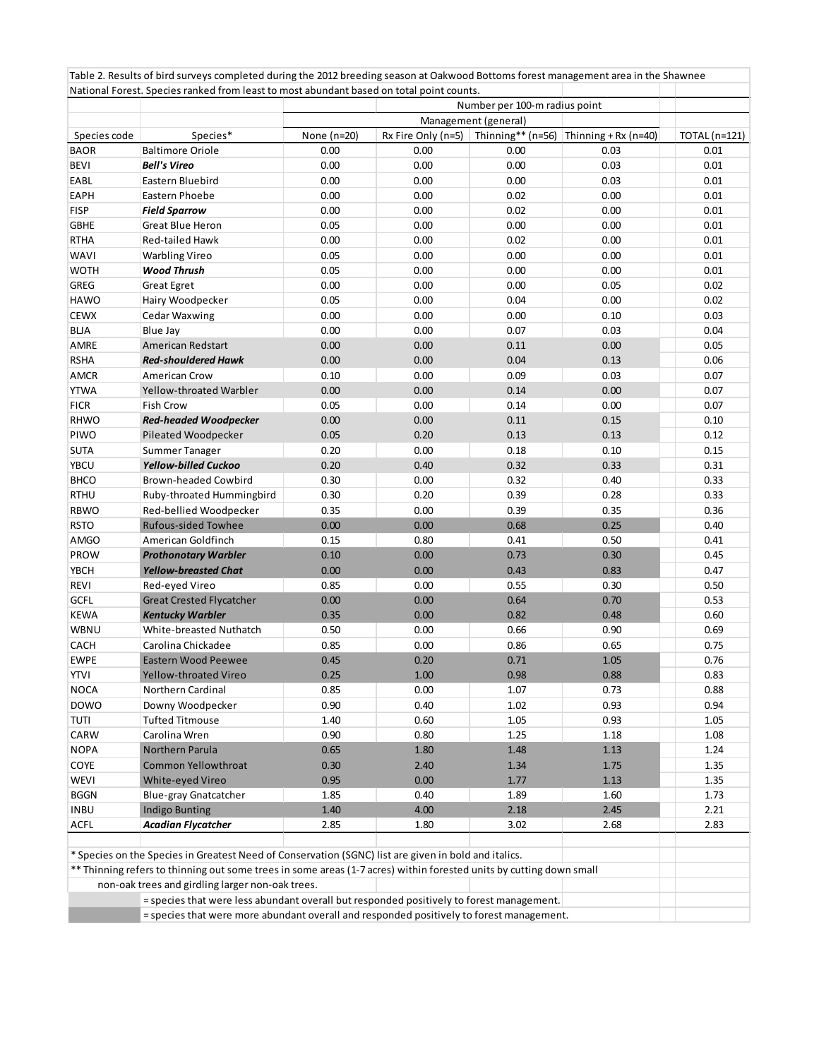Table 2. Results of bird surveys completed during the 2012 breeding season at Oakwood Bottoms forest management area in the Shawnee National Forest. Species ranked from least to most abundant based on total point counts.

| | | Number per 100-m radius point | | | | |
|---|---|---|---|---|---|---|
| | | | Management (general) | | | |
| Species code | Species* | None (n=20) | Rx Fire Only (n=5) | Thinning** (n=56) | Thinning + Rx (n=40) | TOTAL (n=121) |
| BAOR | Baltimore Oriole | 0.00 | 0.00 | 0.00 | 0.03 | 0.01 |
| BEVI | ***Bell's Vireo*** | 0.00 | 0.00 | 0.00 | 0.03 | 0.01 |
| EABL | Eastern Bluebird | 0.00 | 0.00 | 0.00 | 0.03 | 0.01 |
| EAPH | Eastern Phoebe | 0.00 | 0.00 | 0.02 | 0.00 | 0.01 |
| FISP | ***Field Sparrow*** | 0.00 | 0.00 | 0.02 | 0.00 | 0.01 |
| GBHE | Great Blue Heron | 0.05 | 0.00 | 0.00 | 0.00 | 0.01 |
| RTHA | Red-tailed Hawk | 0.00 | 0.00 | 0.02 | 0.00 | 0.01 |
| WAVI | Warbling Vireo | 0.05 | 0.00 | 0.00 | 0.00 | 0.01 |
| WOTH | ***Wood Thrush*** | 0.05 | 0.00 | 0.00 | 0.00 | 0.01 |
| GREG | Great Egret | 0.00 | 0.00 | 0.00 | 0.05 | 0.02 |
| HAWO | Hairy Woodpecker | 0.05 | 0.00 | 0.04 | 0.00 | 0.02 |
| CEWX | Cedar Waxwing | 0.00 | 0.00 | 0.00 | 0.10 | 0.03 |
| BLJA | Blue Jay | 0.00 | 0.00 | 0.07 | 0.03 | 0.04 |
| AMRE | American Redstart | 0.00 | 0.00 | 0.11 | 0.00 | 0.05 |
| RSHA | ***Red-shouldered Hawk*** | 0.00 | 0.00 | 0.04 | 0.13 | 0.06 |
| AMCR | American Crow | 0.10 | 0.00 | 0.09 | 0.03 | 0.07 |
| YTWA | Yellow-throated Warbler | 0.00 | 0.00 | 0.14 | 0.00 | 0.07 |
| FICR | Fish Crow | 0.05 | 0.00 | 0.14 | 0.00 | 0.07 |
| RHWO | ***Red-headed Woodpecker*** | 0.00 | 0.00 | 0.11 | 0.15 | 0.10 |
| PIWO | Pileated Woodpecker | 0.05 | 0.20 | 0.13 | 0.13 | 0.12 |
| SUTA | Summer Tanager | 0.20 | 0.00 | 0.18 | 0.10 | 0.15 |
| YBCU | ***Yellow-billed Cuckoo*** | 0.20 | 0.40 | 0.32 | 0.33 | 0.31 |
| BHCO | Brown-headed Cowbird | 0.30 | 0.00 | 0.32 | 0.40 | 0.33 |
| RTHU | Ruby-throated Hummingbird | 0.30 | 0.20 | 0.39 | 0.28 | 0.33 |
| RBWO | Red-bellied Woodpecker | 0.35 | 0.00 | 0.39 | 0.35 | 0.36 |
| RSTO | Rufous-sided Towhee | 0.00 | 0.00 | 0.68 | 0.25 | 0.40 |
| AMGO | American Goldfinch | 0.15 | 0.80 | 0.41 | 0.50 | 0.41 |
| PROW | ***Prothonotary Warbler*** | 0.10 | 0.00 | 0.73 | 0.30 | 0.45 |
| YBCH | ***Yellow-breasted Chat*** | 0.00 | 0.00 | 0.43 | 0.83 | 0.47 |
| REVI | Red-eyed Vireo | 0.85 | 0.00 | 0.55 | 0.30 | 0.50 |
| GCFL | Great Crested Flycatcher | 0.00 | 0.00 | 0.64 | 0.70 | 0.53 |
| KEWA | ***Kentucky Warbler*** | 0.35 | 0.00 | 0.82 | 0.48 | 0.60 |
| WBNU | White-breasted Nuthatch | 0.50 | 0.00 | 0.66 | 0.90 | 0.69 |
| CACH | Carolina Chickadee | 0.85 | 0.00 | 0.86 | 0.65 | 0.75 |
| EWPE | Eastern Wood Peewee | 0.45 | 0.20 | 0.71 | 1.05 | 0.76 |
| YTVI | Yellow-throated Vireo | 0.25 | 1.00 | 0.98 | 0.88 | 0.83 |
| NOCA | Northern Cardinal | 0.85 | 0.00 | 1.07 | 0.73 | 0.88 |
| DOWO | Downy Woodpecker | 0.90 | 0.40 | 1.02 | 0.93 | 0.94 |
| TUTI | Tufted Titmouse | 1.40 | 0.60 | 1.05 | 0.93 | 1.05 |
| CARW | Carolina Wren | 0.90 | 0.80 | 1.25 | 1.18 | 1.08 |
| NOPA | Northern Parula | 0.65 | 1.80 | 1.48 | 1.13 | 1.24 |
| COYE | Common Yellowthroat | 0.30 | 2.40 | 1.34 | 1.75 | 1.35 |
| WEVI | White-eyed Vireo | 0.95 | 0.00 | 1.77 | 1.13 | 1.35 |
| BGGN | Blue-gray Gnatcatcher | 1.85 | 0.40 | 1.89 | 1.60 | 1.73 |
| INBU | Indigo Bunting | 1.40 | 4.00 | 2.18 | 2.45 | 2.21 |
| ACFL | ***Acadian Flycatcher*** | 2.85 | 1.80 | 3.02 | 2.68 | 2.83 |

\* Species on the Species in Greatest Need of Conservation (SGNC) list are given in bold and italics.

** Thinning refers to thinning out some trees in some areas (1-7 acres) within forested units by cutting down small non-oak trees and girdling larger non-oak trees.

(light shading) = species that were less abundant overall but responded positively to forest management.

(dark shading) = species that were more abundant overall and responded positively to forest management.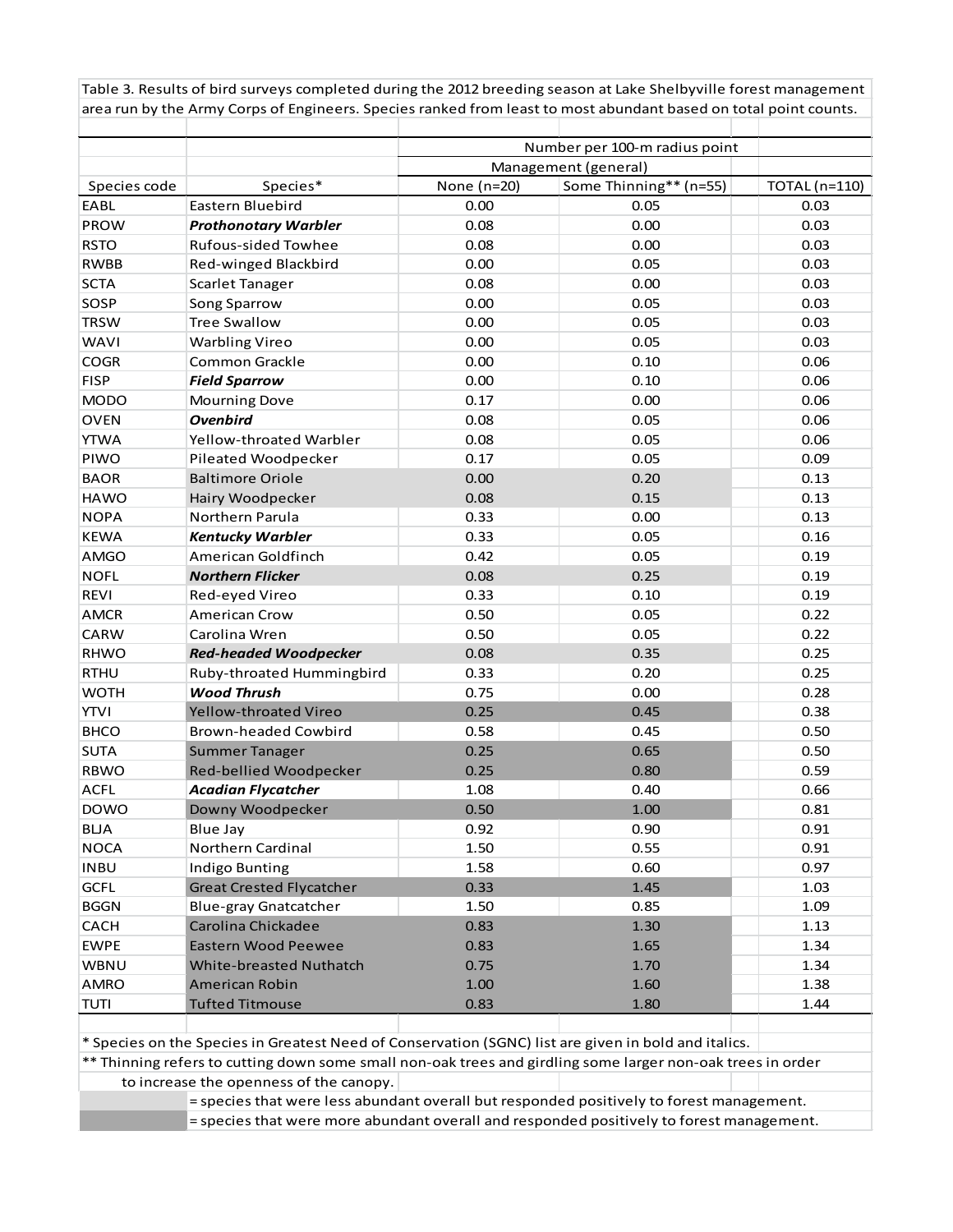Table 3. Results of bird surveys completed during the 2012 breeding season at Lake Shelbyville forest management area run by the Army Corps of Engineers. Species ranked from least to most abundant based on total point counts.

| | | Number per 100-m radius point | | |
|---|---|---|---|---|
| | | Management (general) | | |
| Species code | Species* | None (n=20) | Some Thinning** (n=55) | TOTAL (n=110) |
| EABL | Eastern Bluebird | 0.00 | 0.05 | 0.03 |
| PROW | ***Prothonotary Warbler*** | 0.08 | 0.00 | 0.03 |
| RSTO | Rufous-sided Towhee | 0.08 | 0.00 | 0.03 |
| RWBB | Red-winged Blackbird | 0.00 | 0.05 | 0.03 |
| SCTA | Scarlet Tanager | 0.08 | 0.00 | 0.03 |
| SOSP | Song Sparrow | 0.00 | 0.05 | 0.03 |
| TRSW | Tree Swallow | 0.00 | 0.05 | 0.03 |
| WAVI | Warbling Vireo | 0.00 | 0.05 | 0.03 |
| COGR | Common Grackle | 0.00 | 0.10 | 0.06 |
| FISP | ***Field Sparrow*** | 0.00 | 0.10 | 0.06 |
| MODO | Mourning Dove | 0.17 | 0.00 | 0.06 |
| OVEN | ***Ovenbird*** | 0.08 | 0.05 | 0.06 |
| YTWA | Yellow-throated Warbler | 0.08 | 0.05 | 0.06 |
| PIWO | Pileated Woodpecker | 0.17 | 0.05 | 0.09 |
| BAOR | Baltimore Oriole | 0.00 | 0.20 | 0.13 |
| HAWO | Hairy Woodpecker | 0.08 | 0.15 | 0.13 |
| NOPA | Northern Parula | 0.33 | 0.00 | 0.13 |
| KEWA | ***Kentucky Warbler*** | 0.33 | 0.05 | 0.16 |
| AMGO | American Goldfinch | 0.42 | 0.05 | 0.19 |
| NOFL | ***Northern Flicker*** | 0.08 | 0.25 | 0.19 |
| REVI | Red-eyed Vireo | 0.33 | 0.10 | 0.19 |
| AMCR | American Crow | 0.50 | 0.05 | 0.22 |
| CARW | Carolina Wren | 0.50 | 0.05 | 0.22 |
| RHWO | ***Red-headed Woodpecker*** | 0.08 | 0.35 | 0.25 |
| RTHU | Ruby-throated Hummingbird | 0.33 | 0.20 | 0.25 |
| WOTH | ***Wood Thrush*** | 0.75 | 0.00 | 0.28 |
| YTVI | Yellow-throated Vireo | 0.25 | 0.45 | 0.38 |
| BHCO | Brown-headed Cowbird | 0.58 | 0.45 | 0.50 |
| SUTA | Summer Tanager | 0.25 | 0.65 | 0.50 |
| RBWO | Red-bellied Woodpecker | 0.25 | 0.80 | 0.59 |
| ACFL | ***Acadian Flycatcher*** | 1.08 | 0.40 | 0.66 |
| DOWO | Downy Woodpecker | 0.50 | 1.00 | 0.81 |
| BLJA | Blue Jay | 0.92 | 0.90 | 0.91 |
| NOCA | Northern Cardinal | 1.50 | 0.55 | 0.91 |
| INBU | Indigo Bunting | 1.58 | 0.60 | 0.97 |
| GCFL | Great Crested Flycatcher | 0.33 | 1.45 | 1.03 |
| BGGN | Blue-gray Gnatcatcher | 1.50 | 0.85 | 1.09 |
| CACH | Carolina Chickadee | 0.83 | 1.30 | 1.13 |
| EWPE | Eastern Wood Peewee | 0.83 | 1.65 | 1.34 |
| WBNU | White-breasted Nuthatch | 0.75 | 1.70 | 1.34 |
| AMRO | American Robin | 1.00 | 1.60 | 1.38 |
| TUTI | Tufted Titmouse | 0.83 | 1.80 | 1.44 |

\* Species on the Species in Greatest Need of Conservation (SGNC) list are given in bold and italics.

** Thinning refers to cutting down some small non-oak trees and girdling some larger non-oak trees in order to increase the openness of the canopy.

(light shading) = species that were less abundant overall but responded positively to forest management.

(dark shading) = species that were more abundant overall and responded positively to forest management.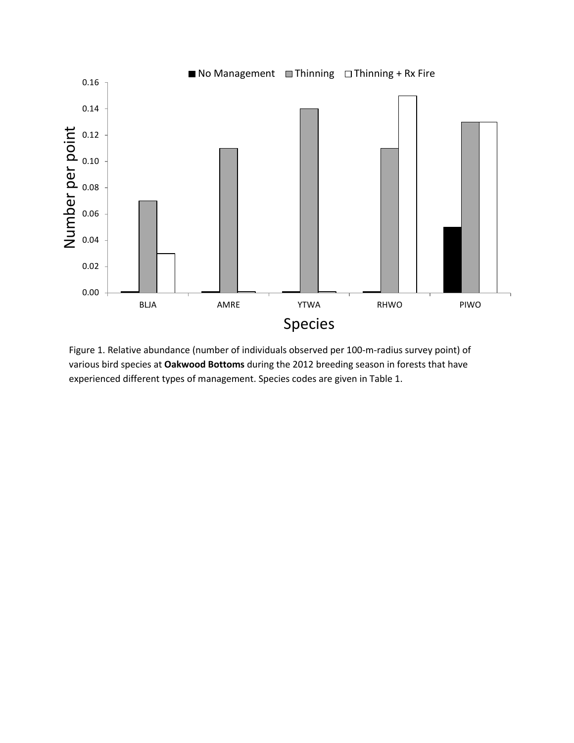Figure 1. Relative abundance (number of individuals observed per 100-m-radius survey point) of various bird species at **Oakwood Bottoms** during the 2012 breeding season in forests that have experienced different types of management. Species codes are given in Table 1.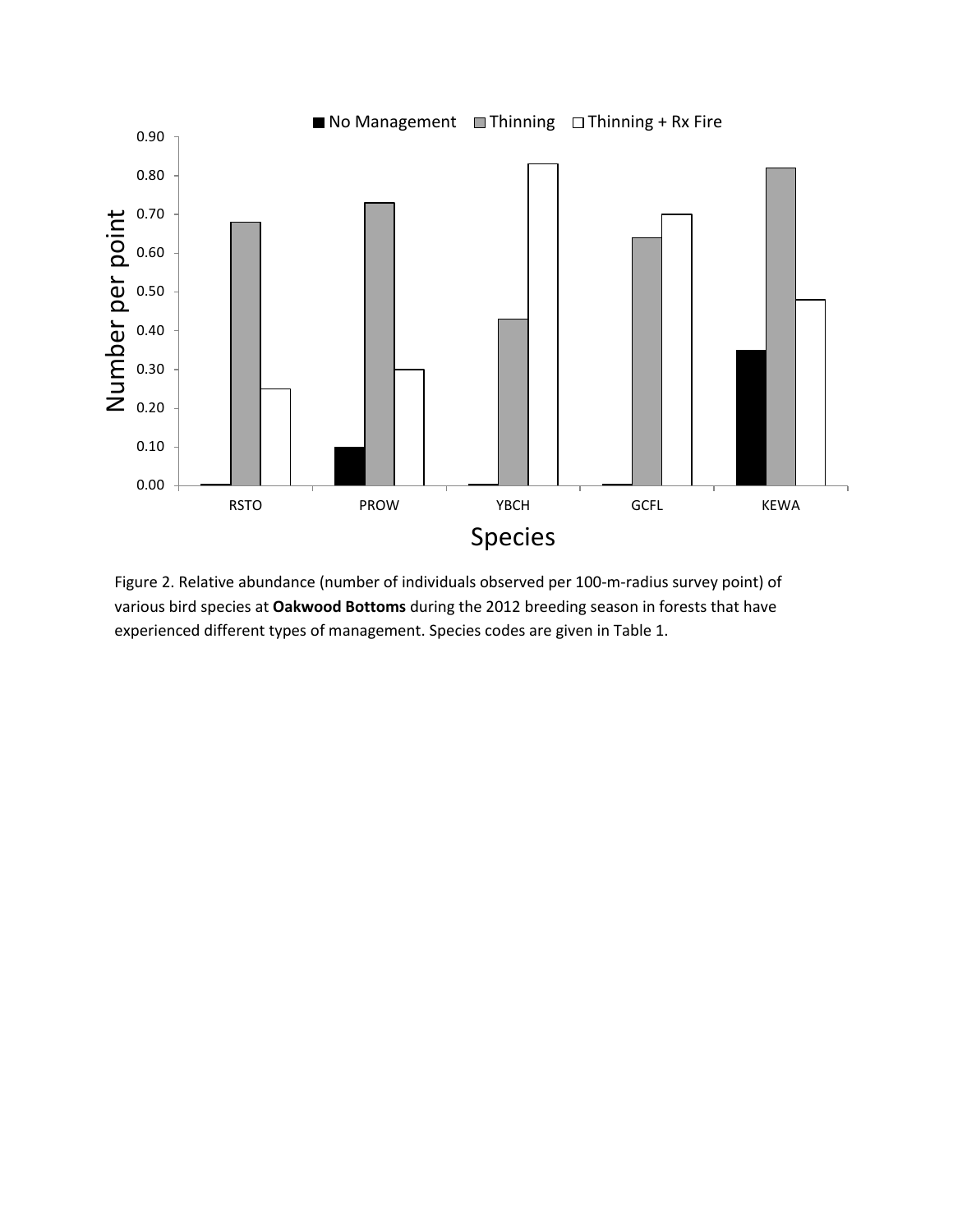Figure 2. Relative abundance (number of individuals observed per 100-m-radius survey point) of various bird species at **Oakwood Bottoms** during the 2012 breeding season in forests that have experienced different types of management. Species codes are given in Table 1.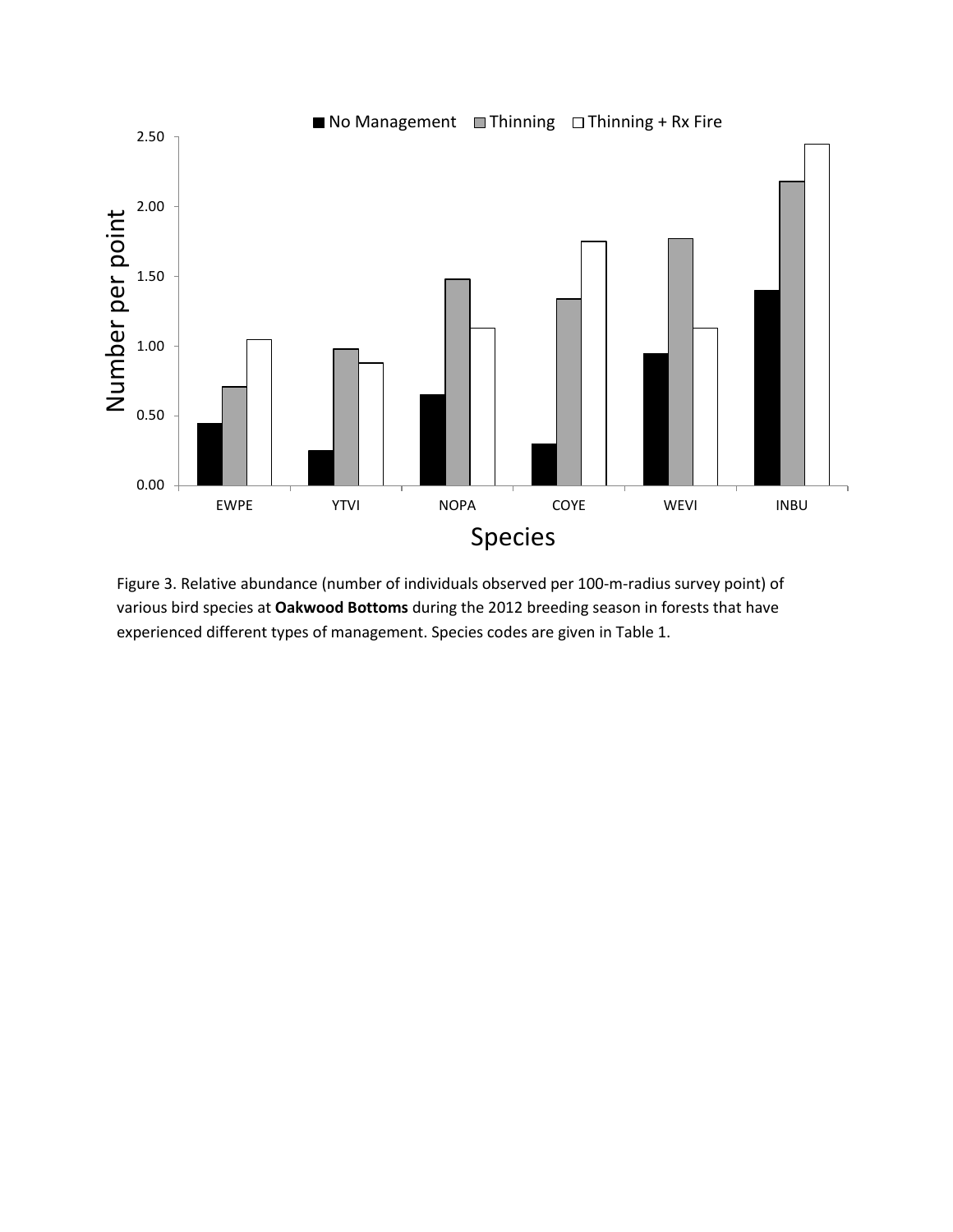Figure 3. Relative abundance (number of individuals observed per 100-m-radius survey point) of various bird species at **Oakwood Bottoms** during the 2012 breeding season in forests that have experienced different types of management. Species codes are given in Table 1.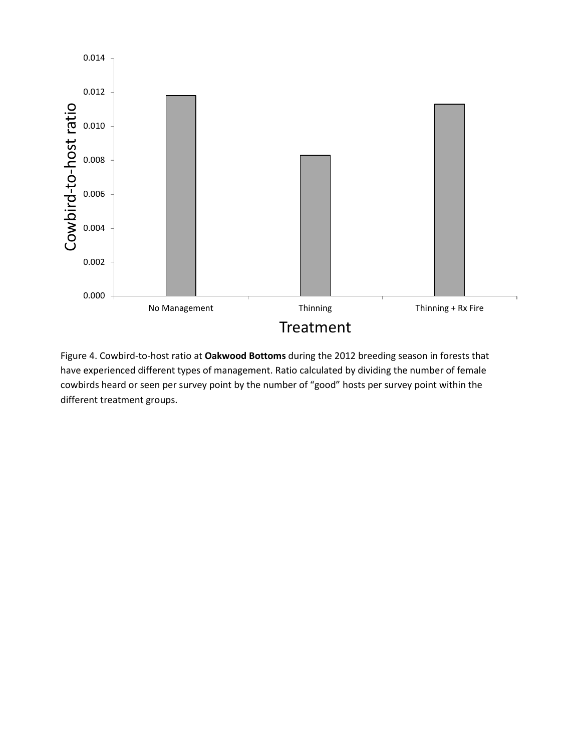Figure 4. Cowbird-to-host ratio at **Oakwood Bottoms** during the 2012 breeding season in forests that have experienced different types of management. Ratio calculated by dividing the number of female cowbirds heard or seen per survey point by the number of "good" hosts per survey point within the different treatment groups.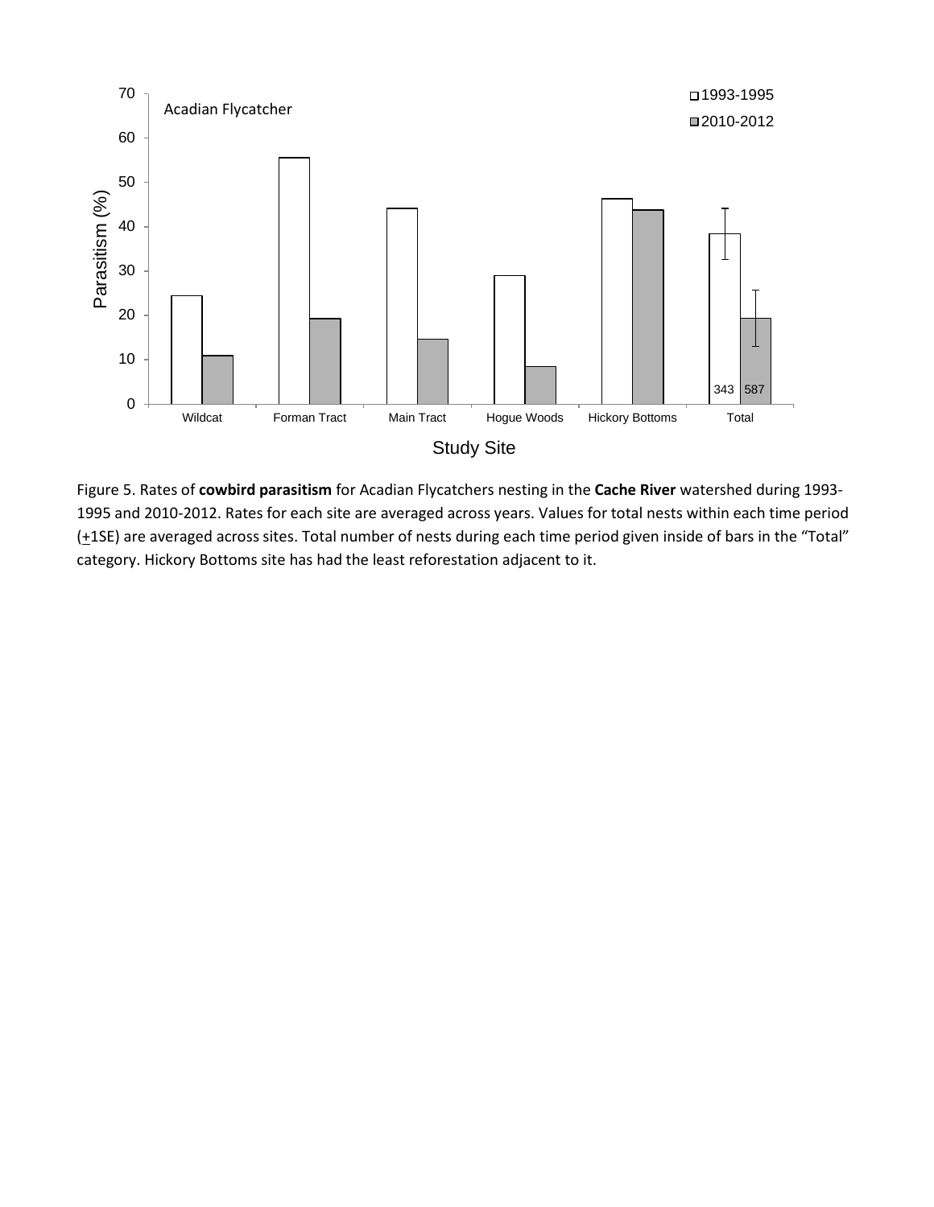Figure 5. Rates of **cowbird parasitism** for Acadian Flycatchers nesting in the **Cache River** watershed during 1993-1995 and 2010-2012. Rates for each site are averaged across years. Values for total nests within each time period (+1SE) are averaged across sites. Total number of nests during each time period given inside of bars in the "Total" category. Hickory Bottoms site has had the least reforestation adjacent to it.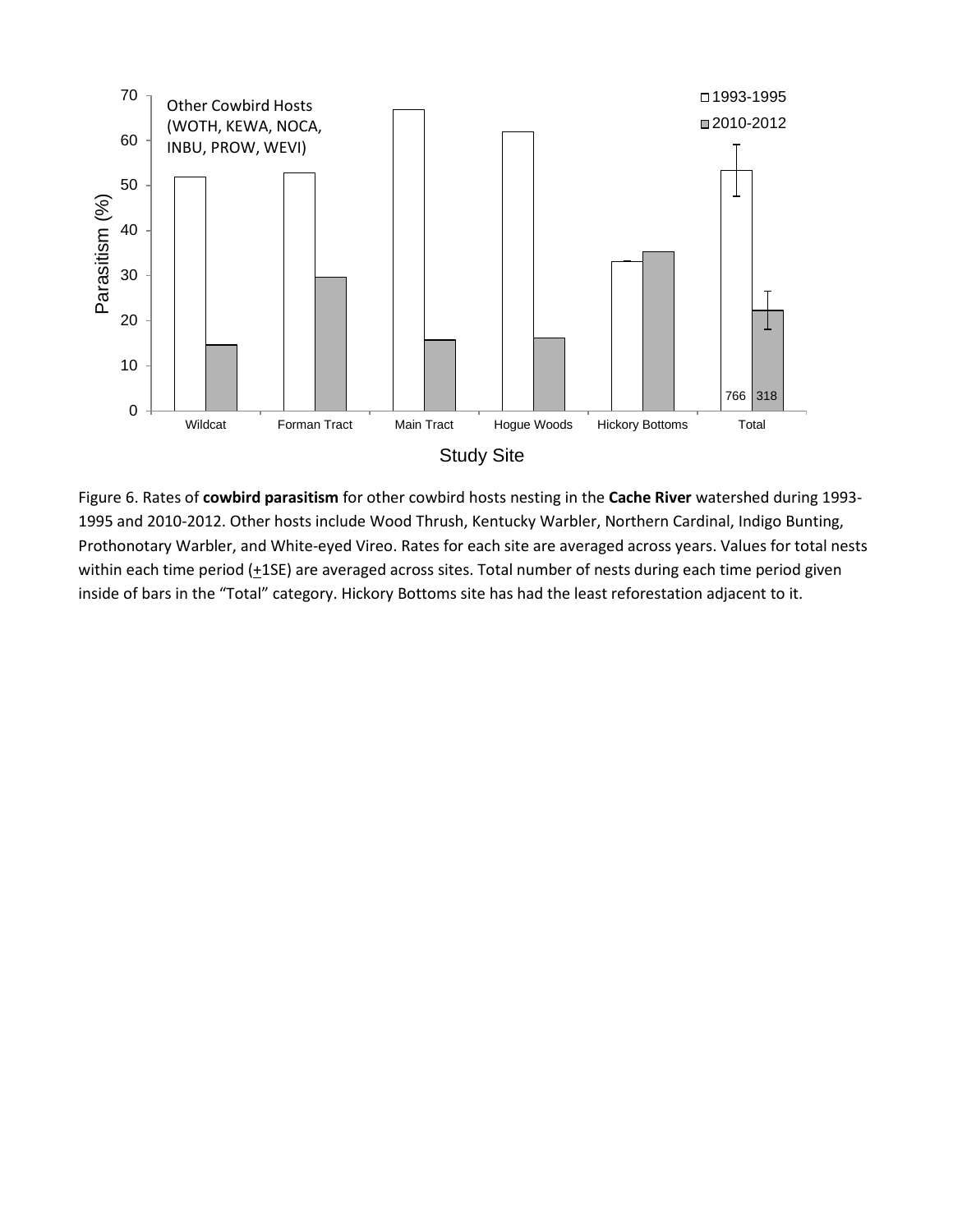Figure 6. Rates of **cowbird parasitism** for other cowbird hosts nesting in the **Cache River** watershed during 1993-1995 and 2010-2012. Other hosts include Wood Thrush, Kentucky Warbler, Northern Cardinal, Indigo Bunting, Prothonotary Warbler, and White-eyed Vireo. Rates for each site are averaged across years. Values for total nests within each time period (+1SE) are averaged across sites. Total number of nests during each time period given inside of bars in the "Total" category. Hickory Bottoms site has had the least reforestation adjacent to it.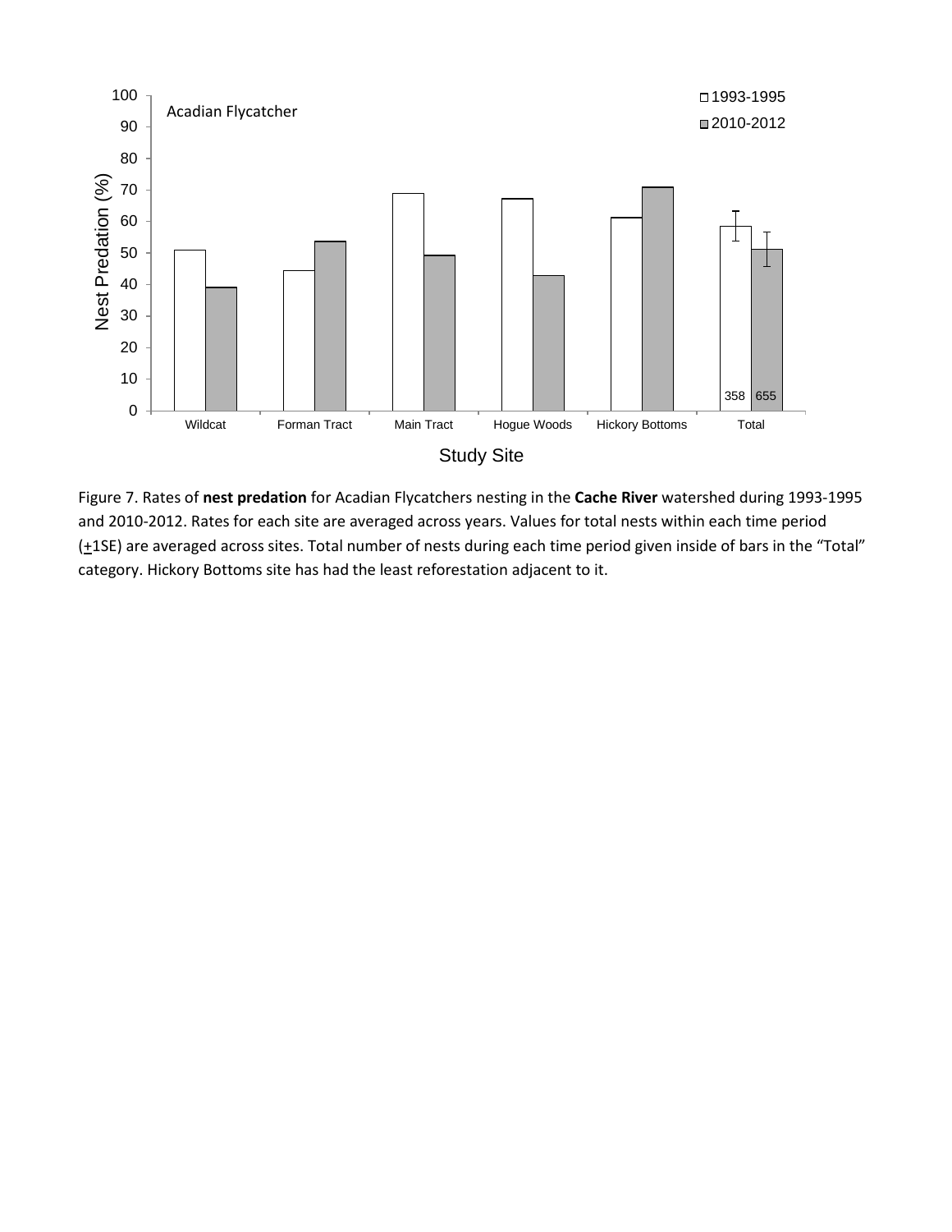Figure 7. Rates of **nest predation** for Acadian Flycatchers nesting in the **Cache River** watershed during 1993-1995 and 2010-2012. Rates for each site are averaged across years. Values for total nests within each time period (±1SE) are averaged across sites. Total number of nests during each time period given inside of bars in the "Total" category. Hickory Bottoms site has had the least reforestation adjacent to it.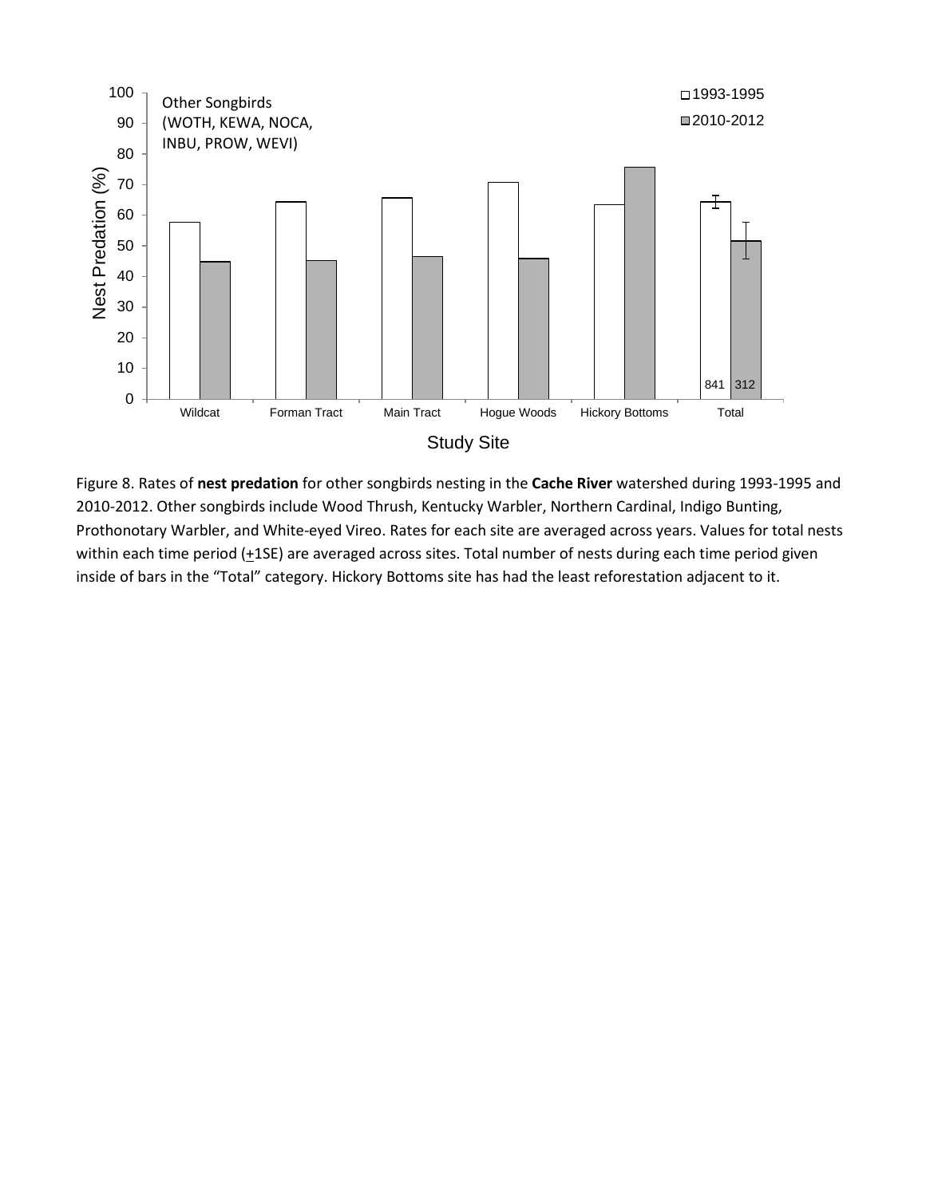100
90
80
70
60
50
40
30
20
10
0

Nest Predation (%)

Other Songbirds
(WOTH, KEWA, NOCA,
INBU, PROW, WEVI)

1993-1995
2010-2012

841
312

Wildcat
Forman Tract
Main Tract
Hogue Woods
Hickory Bottoms
Total

Study Site

Figure 8. Rates of **nest predation** for other songbirds nesting in the **Cache River** watershed during 1993-1995 and 2010-2012. Other songbirds include Wood Thrush, Kentucky Warbler, Northern Cardinal, Indigo Bunting, Prothonotary Warbler, and White-eyed Vireo. Rates for each site are averaged across years. Values for total nests within each time period (+1SE) are averaged across sites. Total number of nests during each time period given inside of bars in the "Total" category. Hickory Bottoms site has had the least reforestation adjacent to it.